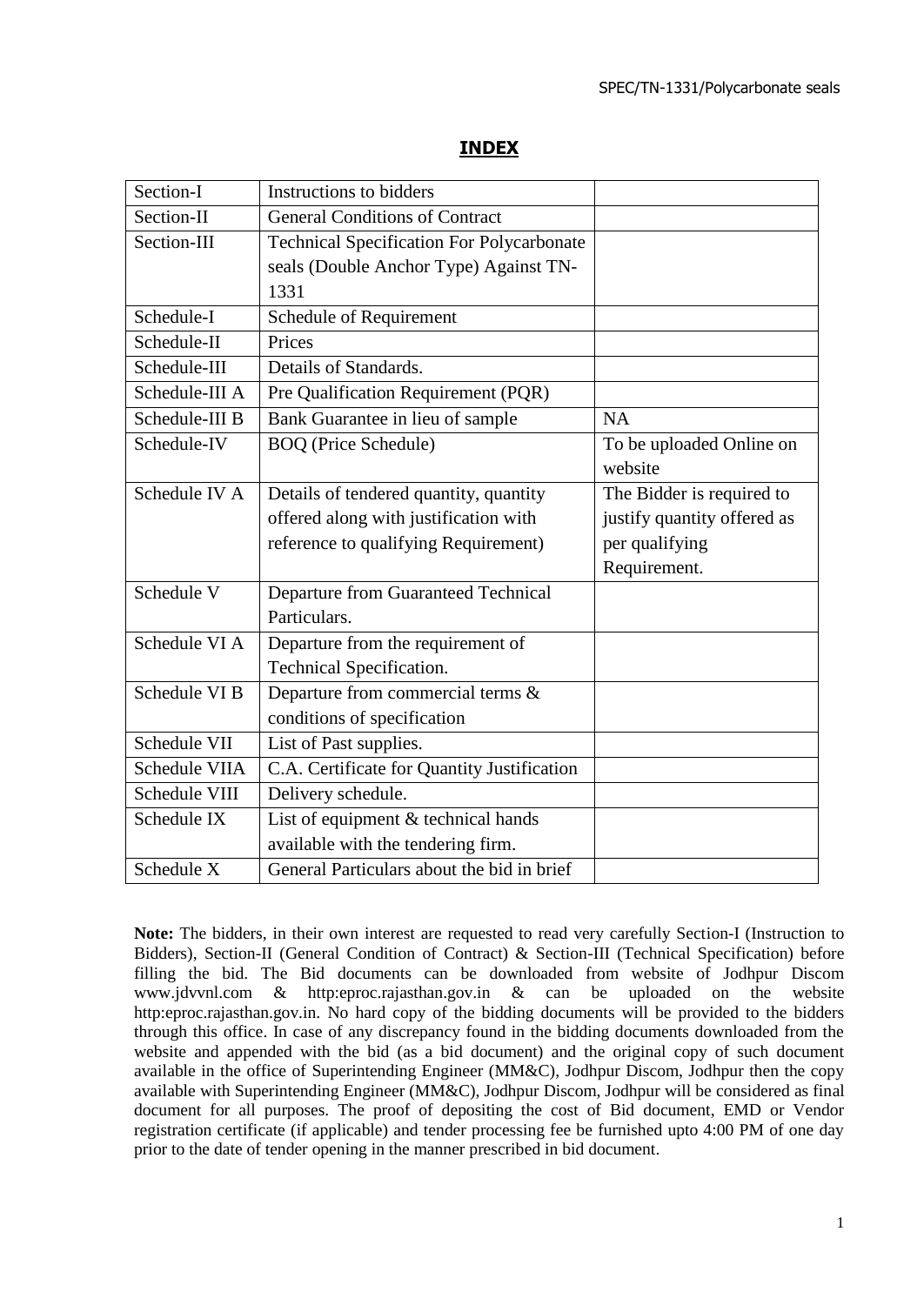## INDEX

| | | |
|---|---|---|
| Section-I | Instructions to bidders | |
| Section-II | General Conditions of Contract | |
| Section-III | Technical Specification For Polycarbonate seals (Double Anchor Type) Against TN-1331 | |
| Schedule-I | Schedule of Requirement | |
| Schedule-II | Prices | |
| Schedule-III | Details of Standards. | |
| Schedule-III A | Pre Qualification Requirement (PQR) | |
| Schedule-III B | Bank Guarantee in lieu of sample | NA |
| Schedule-IV | BOQ (Price Schedule) | To be uploaded Online on website |
| Schedule IV A | Details of tendered quantity, quantity offered along with justification with reference to qualifying Requirement) | The Bidder is required to justify quantity offered as per qualifying Requirement. |
| Schedule V | Departure from Guaranteed Technical Particulars. | |
| Schedule VI A | Departure from the requirement of Technical Specification. | |
| Schedule VI B | Departure from commercial terms & conditions of specification | |
| Schedule VII | List of Past supplies. | |
| Schedule VIIA | C.A. Certificate for Quantity Justification | |
| Schedule VIII | Delivery schedule. | |
| Schedule IX | List of equipment & technical hands available with the tendering firm. | |
| Schedule X | General Particulars about the bid in brief | |

**Note:** The bidders, in their own interest are requested to read very carefully Section-I (Instruction to Bidders), Section-II (General Condition of Contract) & Section-III (Technical Specification) before filling the bid. The Bid documents can be downloaded from website of Jodhpur Discom www.jdvvnl.com & http:eproc.rajasthan.gov.in & can be uploaded on the website http:eproc.rajasthan.gov.in. No hard copy of the bidding documents will be provided to the bidders through this office. In case of any discrepancy found in the bidding documents downloaded from the website and appended with the bid (as a bid document) and the original copy of such document available in the office of Superintending Engineer (MM&C), Jodhpur Discom, Jodhpur then the copy available with Superintending Engineer (MM&C), Jodhpur Discom, Jodhpur will be considered as final document for all purposes. The proof of depositing the cost of Bid document, EMD or Vendor registration certificate (if applicable) and tender processing fee be furnished upto 4:00 PM of one day prior to the date of tender opening in the manner prescribed in bid document.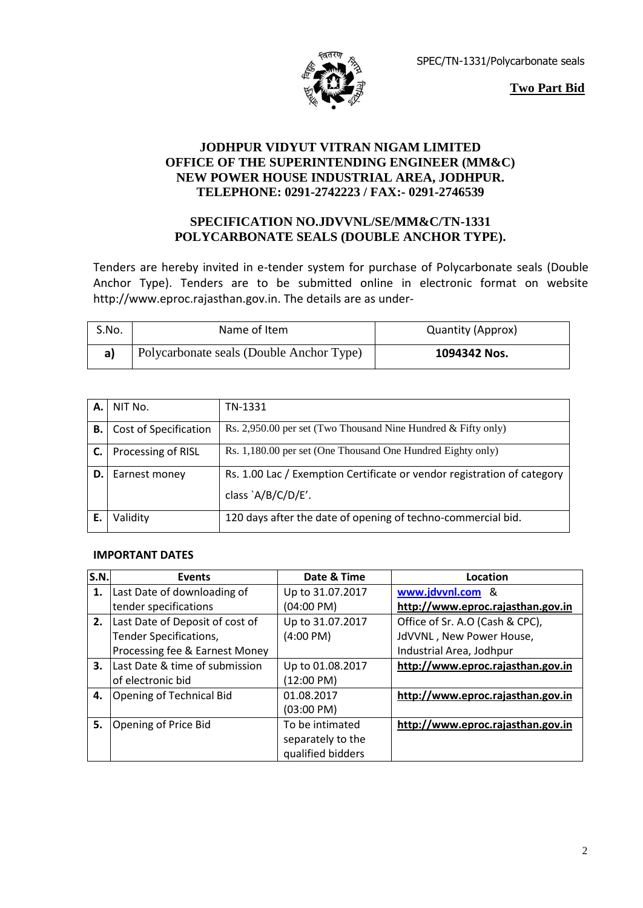SPEC/TN-1331/Polycarbonate seals

**Two Part Bid**

# JODHPUR VIDYUT VITRAN NIGAM LIMITED
## OFFICE OF THE SUPERINTENDING ENGINEER (MM&C)
## NEW POWER HOUSE INDUSTRIAL AREA, JODHPUR.
## TELEPHONE: 0291-2742223 / FAX:- 0291-2746539

## SPECIFICATION NO.JDVVNL/SE/MM&C/TN-1331
## POLYCARBONATE SEALS (DOUBLE ANCHOR TYPE).

Tenders are hereby invited in e-tender system for purchase of Polycarbonate seals (Double Anchor Type). Tenders are to be submitted online in electronic format on website http://www.eproc.rajasthan.gov.in. The details are as under-

| S.No. | Name of Item | Quantity (Approx) |
|---|---|---|
| **a)** | Polycarbonate seals (Double Anchor Type) | **1094342 Nos.** |

| | | |
|---|---|---|
| **A.** | NIT No. | TN-1331 |
| **B.** | Cost of Specification | Rs. 2,950.00 per set (Two Thousand Nine Hundred & Fifty only) |
| **C.** | Processing of RISL | Rs. 1,180.00 per set (One Thousand One Hundred Eighty only) |
| **D.** | Earnest money | Rs. 1.00 Lac / Exemption Certificate or vendor registration of category class `A/B/C/D/E'. |
| **E.** | Validity | 120 days after the date of opening of techno-commercial bid. |

**IMPORTANT DATES**

| S.N. | Events | Date & Time | Location |
|---|---|---|---|
| **1.** | Last Date of downloading of tender specifications | Up to 31.07.2017 (04:00 PM) | **www.jdvvnl.com** & **http://www.eproc.rajasthan.gov.in** |
| **2.** | Last Date of Deposit of cost of Tender Specifications, Processing fee & Earnest Money | Up to 31.07.2017 (4:00 PM) | Office of Sr. A.O (Cash & CPC), JdVVNL , New Power House, Industrial Area, Jodhpur |
| **3.** | Last Date & time of submission of electronic bid | Up to 01.08.2017 (12:00 PM) | **http://www.eproc.rajasthan.gov.in** |
| **4.** | Opening of Technical Bid | 01.08.2017 (03:00 PM) | **http://www.eproc.rajasthan.gov.in** |
| **5.** | Opening of Price Bid | To be intimated separately to the qualified bidders | **http://www.eproc.rajasthan.gov.in** |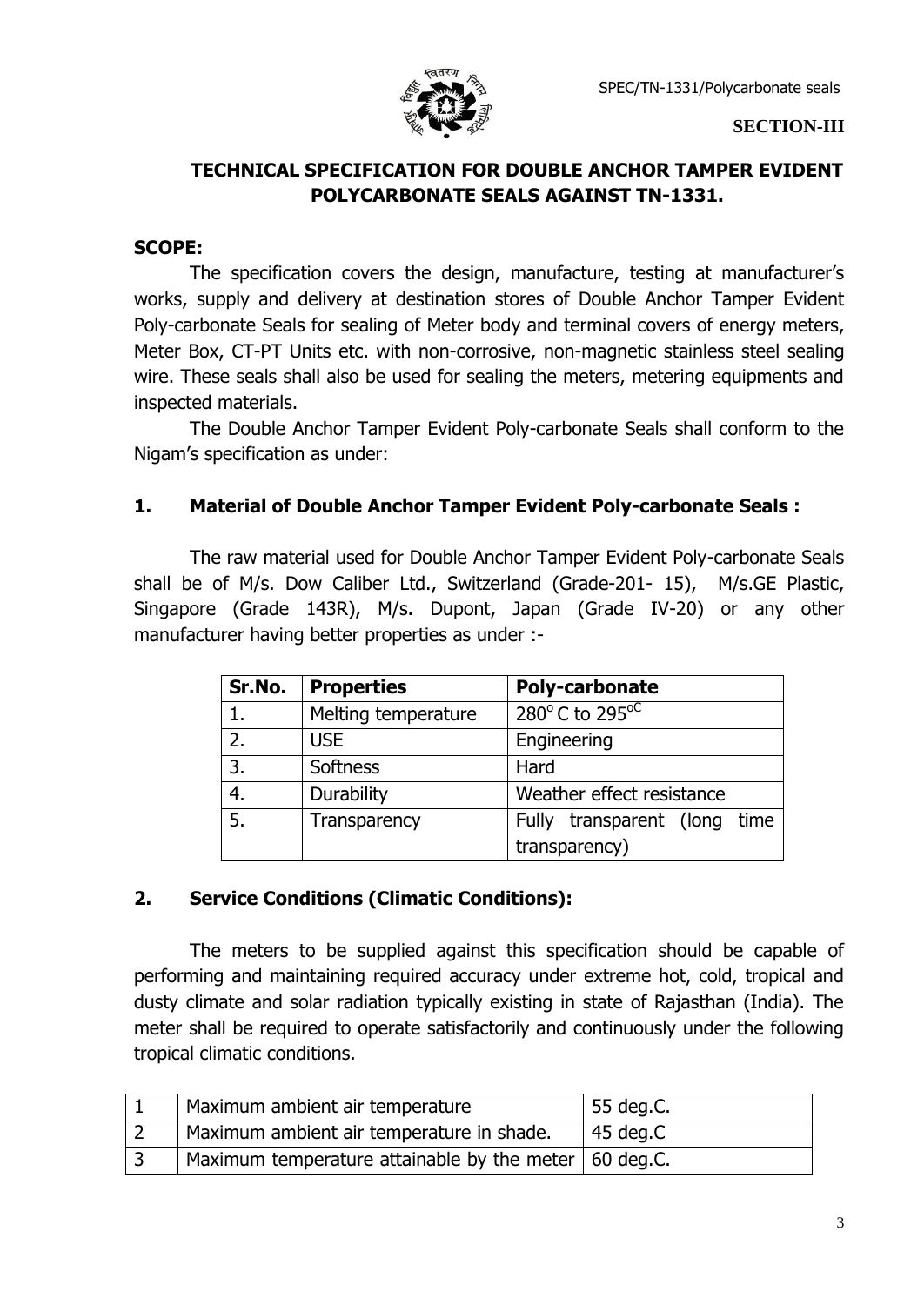**SECTION-III**

# TECHNICAL SPECIFICATION FOR DOUBLE ANCHOR TAMPER EVIDENT POLYCARBONATE SEALS AGAINST TN-1331.

## SCOPE:

The specification covers the design, manufacture, testing at manufacturer's works, supply and delivery at destination stores of Double Anchor Tamper Evident Poly-carbonate Seals for sealing of Meter body and terminal covers of energy meters, Meter Box, CT-PT Units etc. with non-corrosive, non-magnetic stainless steel sealing wire. These seals shall also be used for sealing the meters, metering equipments and inspected materials.

The Double Anchor Tamper Evident Poly-carbonate Seals shall conform to the Nigam's specification as under:

## 1. Material of Double Anchor Tamper Evident Poly-carbonate Seals :

The raw material used for Double Anchor Tamper Evident Poly-carbonate Seals shall be of M/s. Dow Caliber Ltd., Switzerland (Grade-201- 15), M/s.GE Plastic, Singapore (Grade 143R), M/s. Dupont, Japan (Grade IV-20) or any other manufacturer having better properties as under :-

| Sr.No. | Properties | Poly-carbonate |
|---|---|---|
| 1. | Melting temperature | $280^{o}$ C to $295^{oC}$ |
| 2. | USE | Engineering |
| 3. | Softness | Hard |
| 4. | Durability | Weather effect resistance |
| 5. | Transparency | Fully transparent (long time transparency) |

## 2. Service Conditions (Climatic Conditions):

The meters to be supplied against this specification should be capable of performing and maintaining required accuracy under extreme hot, cold, tropical and dusty climate and solar radiation typically existing in state of Rajasthan (India). The meter shall be required to operate satisfactorily and continuously under the following tropical climatic conditions.

| 1 | Maximum ambient air temperature | 55 deg.C. |
|---|---|---|
| 2 | Maximum ambient air temperature in shade. | 45 deg.C |
| 3 | Maximum temperature attainable by the meter | 60 deg.C. |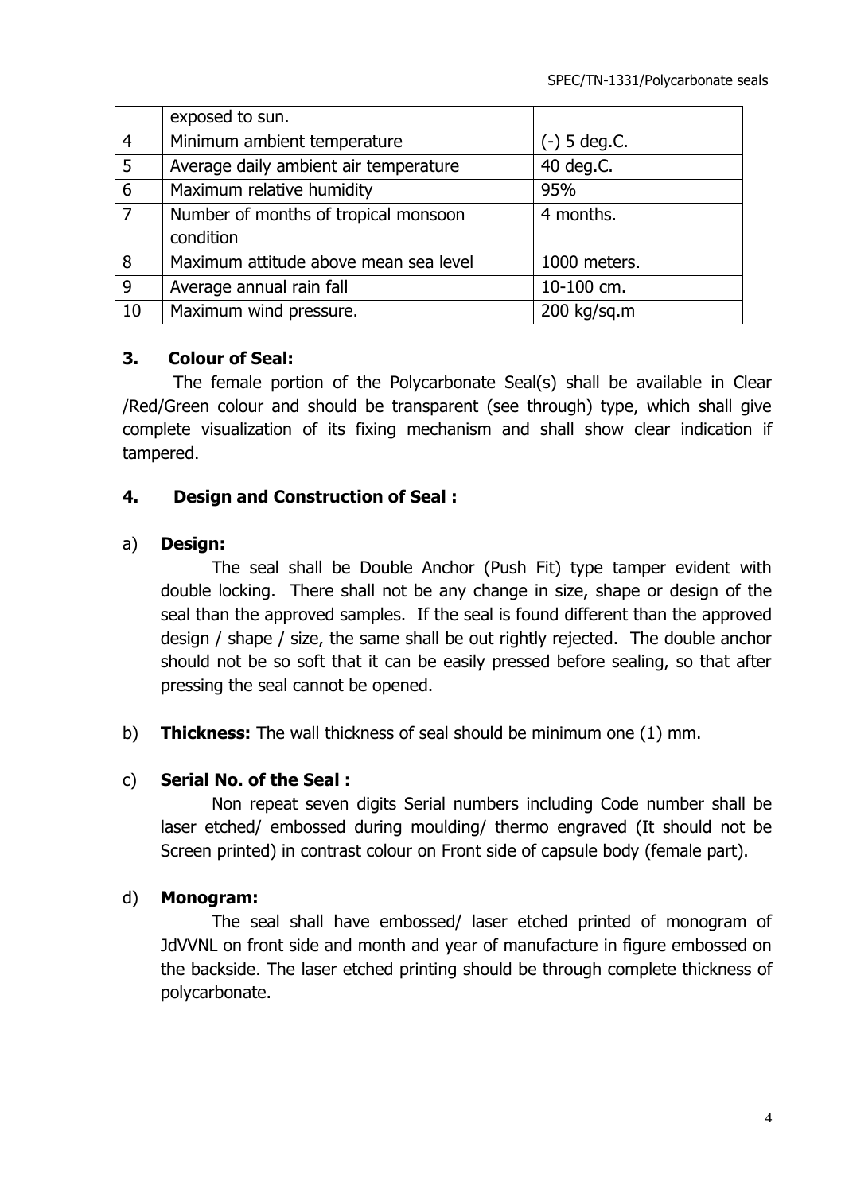|  | exposed to sun. |  |
| --- | --- | --- |
| 4 | Minimum ambient temperature | (-) 5 deg.C. |
| 5 | Average daily ambient air temperature | 40 deg.C. |
| 6 | Maximum relative humidity | 95% |
| 7 | Number of months of tropical monsoon condition | 4 months. |
| 8 | Maximum attitude above mean sea level | 1000 meters. |
| 9 | Average annual rain fall | 10-100 cm. |
| 10 | Maximum wind pressure. | 200 kg/sq.m |

### 3. Colour of Seal:

The female portion of the Polycarbonate Seal(s) shall be available in Clear /Red/Green colour and should be transparent (see through) type, which shall give complete visualization of its fixing mechanism and shall show clear indication if tampered.

### 4. Design and Construction of Seal :

a) **Design:**

The seal shall be Double Anchor (Push Fit) type tamper evident with double locking. There shall not be any change in size, shape or design of the seal than the approved samples. If the seal is found different than the approved design / shape / size, the same shall be out rightly rejected. The double anchor should not be so soft that it can be easily pressed before sealing, so that after pressing the seal cannot be opened.

b) **Thickness:** The wall thickness of seal should be minimum one (1) mm.

c) **Serial No. of the Seal :**

Non repeat seven digits Serial numbers including Code number shall be laser etched/ embossed during moulding/ thermo engraved (It should not be Screen printed) in contrast colour on Front side of capsule body (female part).

d) **Monogram:**

The seal shall have embossed/ laser etched printed of monogram of JdVVNL on front side and month and year of manufacture in figure embossed on the backside. The laser etched printing should be through complete thickness of polycarbonate.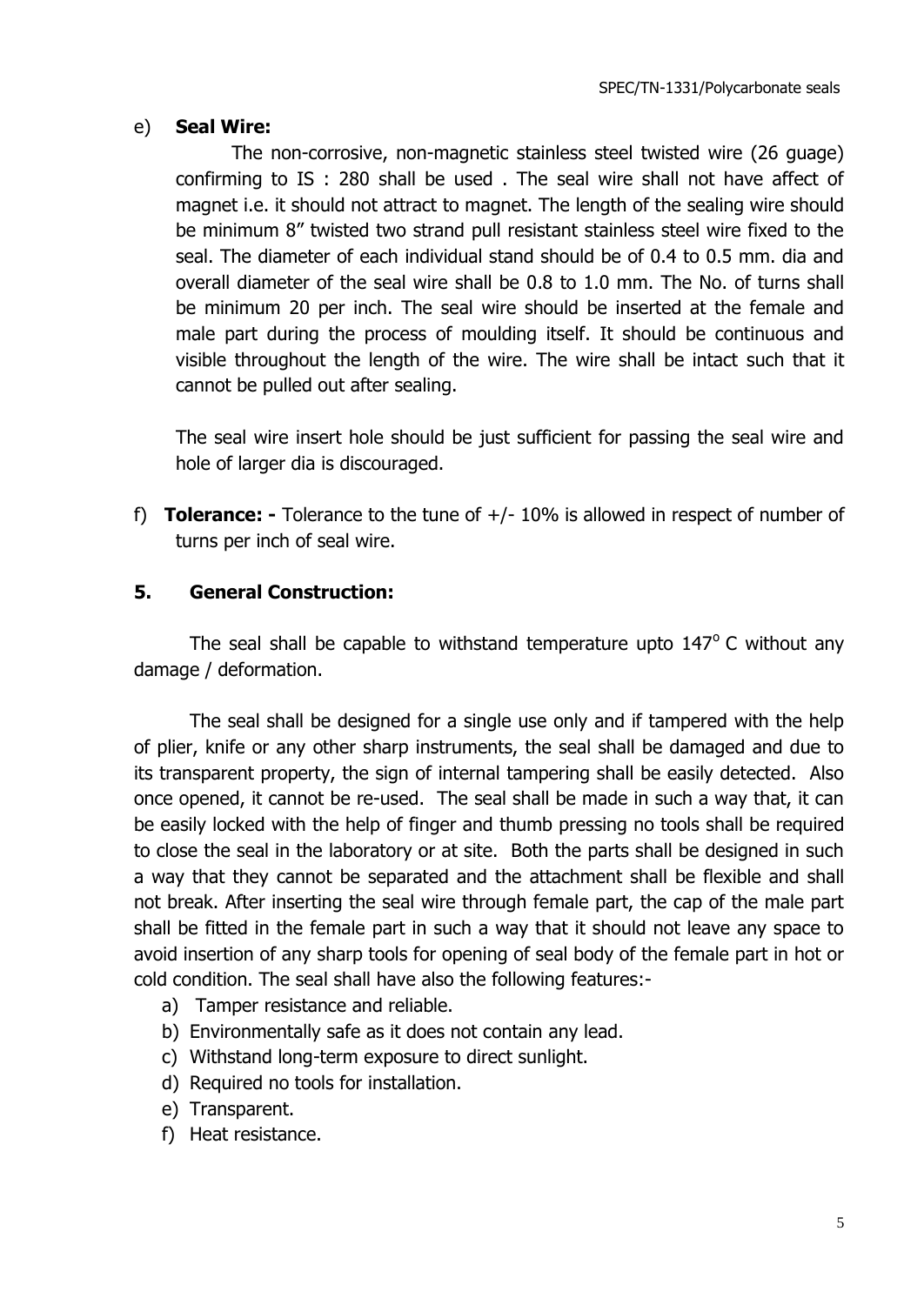e) **Seal Wire:**

The non-corrosive, non-magnetic stainless steel twisted wire (26 guage) confirming to IS : 280 shall be used . The seal wire shall not have affect of magnet i.e. it should not attract to magnet. The length of the sealing wire should be minimum 8" twisted two strand pull resistant stainless steel wire fixed to the seal. The diameter of each individual stand should be of 0.4 to 0.5 mm. dia and overall diameter of the seal wire shall be 0.8 to 1.0 mm. The No. of turns shall be minimum 20 per inch. The seal wire should be inserted at the female and male part during the process of moulding itself. It should be continuous and visible throughout the length of the wire. The wire shall be intact such that it cannot be pulled out after sealing.

The seal wire insert hole should be just sufficient for passing the seal wire and hole of larger dia is discouraged.

f) **Tolerance: -** Tolerance to the tune of +/- 10% is allowed in respect of number of turns per inch of seal wire.

## 5. General Construction:

The seal shall be capable to withstand temperature upto 147$^{o}$ C without any damage / deformation.

The seal shall be designed for a single use only and if tampered with the help of plier, knife or any other sharp instruments, the seal shall be damaged and due to its transparent property, the sign of internal tampering shall be easily detected. Also once opened, it cannot be re-used. The seal shall be made in such a way that, it can be easily locked with the help of finger and thumb pressing no tools shall be required to close the seal in the laboratory or at site. Both the parts shall be designed in such a way that they cannot be separated and the attachment shall be flexible and shall not break. After inserting the seal wire through female part, the cap of the male part shall be fitted in the female part in such a way that it should not leave any space to avoid insertion of any sharp tools for opening of seal body of the female part in hot or cold condition. The seal shall have also the following features:-

a) Tamper resistance and reliable.
b) Environmentally safe as it does not contain any lead.
c) Withstand long-term exposure to direct sunlight.
d) Required no tools for installation.
e) Transparent.
f) Heat resistance.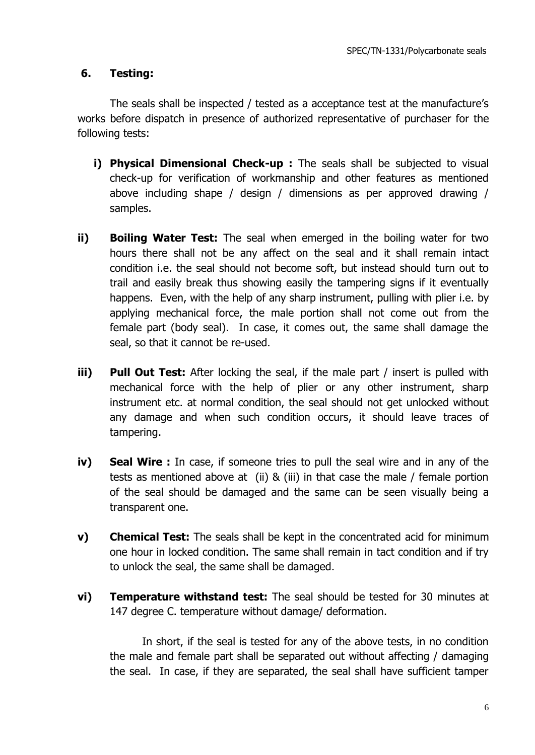## 6. Testing:

The seals shall be inspected / tested as a acceptance test at the manufacture's works before dispatch in presence of authorized representative of purchaser for the following tests:

**i) Physical Dimensional Check-up :** The seals shall be subjected to visual check-up for verification of workmanship and other features as mentioned above including shape / design / dimensions as per approved drawing / samples.

**ii) Boiling Water Test:** The seal when emerged in the boiling water for two hours there shall not be any affect on the seal and it shall remain intact condition i.e. the seal should not become soft, but instead should turn out to trail and easily break thus showing easily the tampering signs if it eventually happens. Even, with the help of any sharp instrument, pulling with plier i.e. by applying mechanical force, the male portion shall not come out from the female part (body seal). In case, it comes out, the same shall damage the seal, so that it cannot be re-used.

**iii) Pull Out Test:** After locking the seal, if the male part / insert is pulled with mechanical force with the help of plier or any other instrument, sharp instrument etc. at normal condition, the seal should not get unlocked without any damage and when such condition occurs, it should leave traces of tampering.

**iv) Seal Wire :** In case, if someone tries to pull the seal wire and in any of the tests as mentioned above at (ii) & (iii) in that case the male / female portion of the seal should be damaged and the same can be seen visually being a transparent one.

**v) Chemical Test:** The seals shall be kept in the concentrated acid for minimum one hour in locked condition. The same shall remain in tact condition and if try to unlock the seal, the same shall be damaged.

**vi) Temperature withstand test:** The seal should be tested for 30 minutes at 147 degree C. temperature without damage/ deformation.

In short, if the seal is tested for any of the above tests, in no condition the male and female part shall be separated out without affecting / damaging the seal. In case, if they are separated, the seal shall have sufficient tamper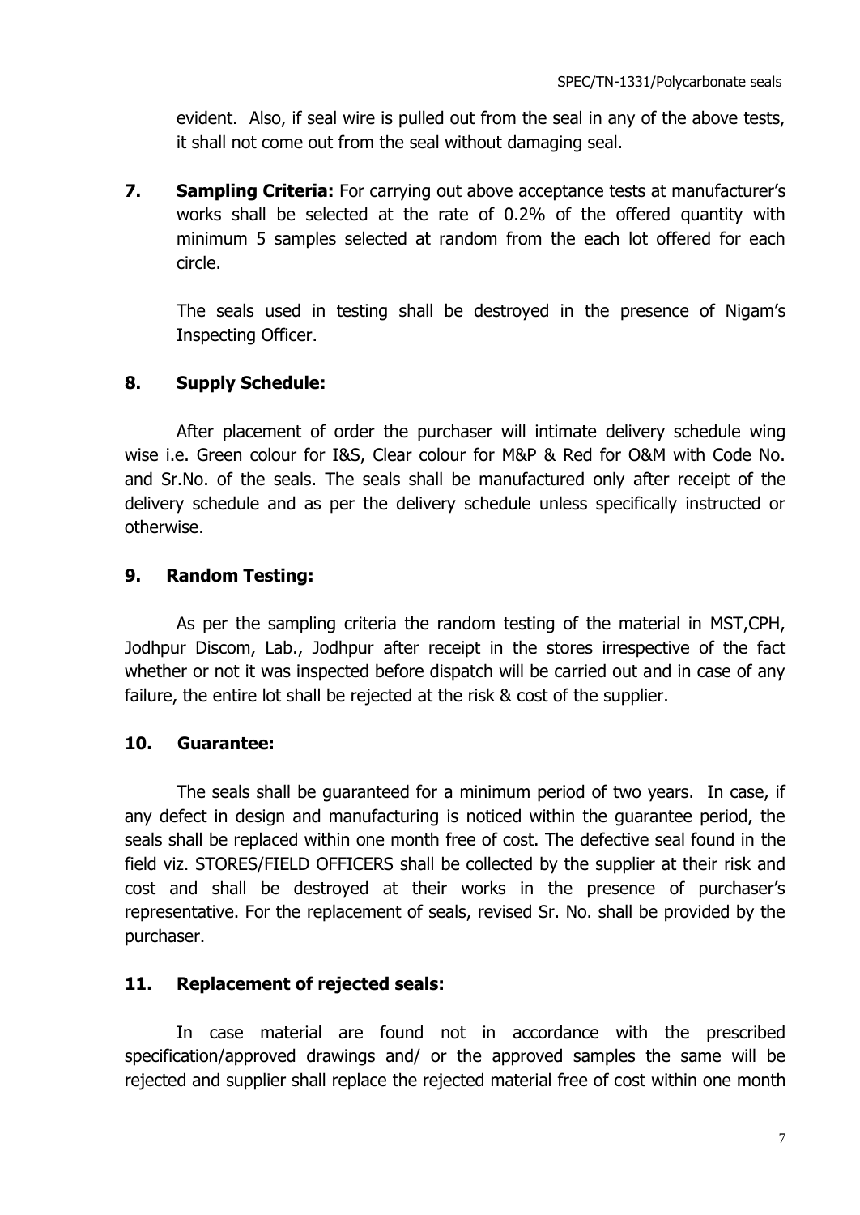evident. Also, if seal wire is pulled out from the seal in any of the above tests, it shall not come out from the seal without damaging seal.

**7. Sampling Criteria:** For carrying out above acceptance tests at manufacturer's works shall be selected at the rate of 0.2% of the offered quantity with minimum 5 samples selected at random from the each lot offered for each circle.

The seals used in testing shall be destroyed in the presence of Nigam's Inspecting Officer.

## 8. Supply Schedule:

After placement of order the purchaser will intimate delivery schedule wing wise i.e. Green colour for I&S, Clear colour for M&P & Red for O&M with Code No. and Sr.No. of the seals. The seals shall be manufactured only after receipt of the delivery schedule and as per the delivery schedule unless specifically instructed or otherwise.

## 9. Random Testing:

As per the sampling criteria the random testing of the material in MST,CPH, Jodhpur Discom, Lab., Jodhpur after receipt in the stores irrespective of the fact whether or not it was inspected before dispatch will be carried out and in case of any failure, the entire lot shall be rejected at the risk & cost of the supplier.

## 10. Guarantee:

The seals shall be guaranteed for a minimum period of two years. In case, if any defect in design and manufacturing is noticed within the guarantee period, the seals shall be replaced within one month free of cost. The defective seal found in the field viz. STORES/FIELD OFFICERS shall be collected by the supplier at their risk and cost and shall be destroyed at their works in the presence of purchaser's representative. For the replacement of seals, revised Sr. No. shall be provided by the purchaser.

## 11. Replacement of rejected seals:

In case material are found not in accordance with the prescribed specification/approved drawings and/ or the approved samples the same will be rejected and supplier shall replace the rejected material free of cost within one month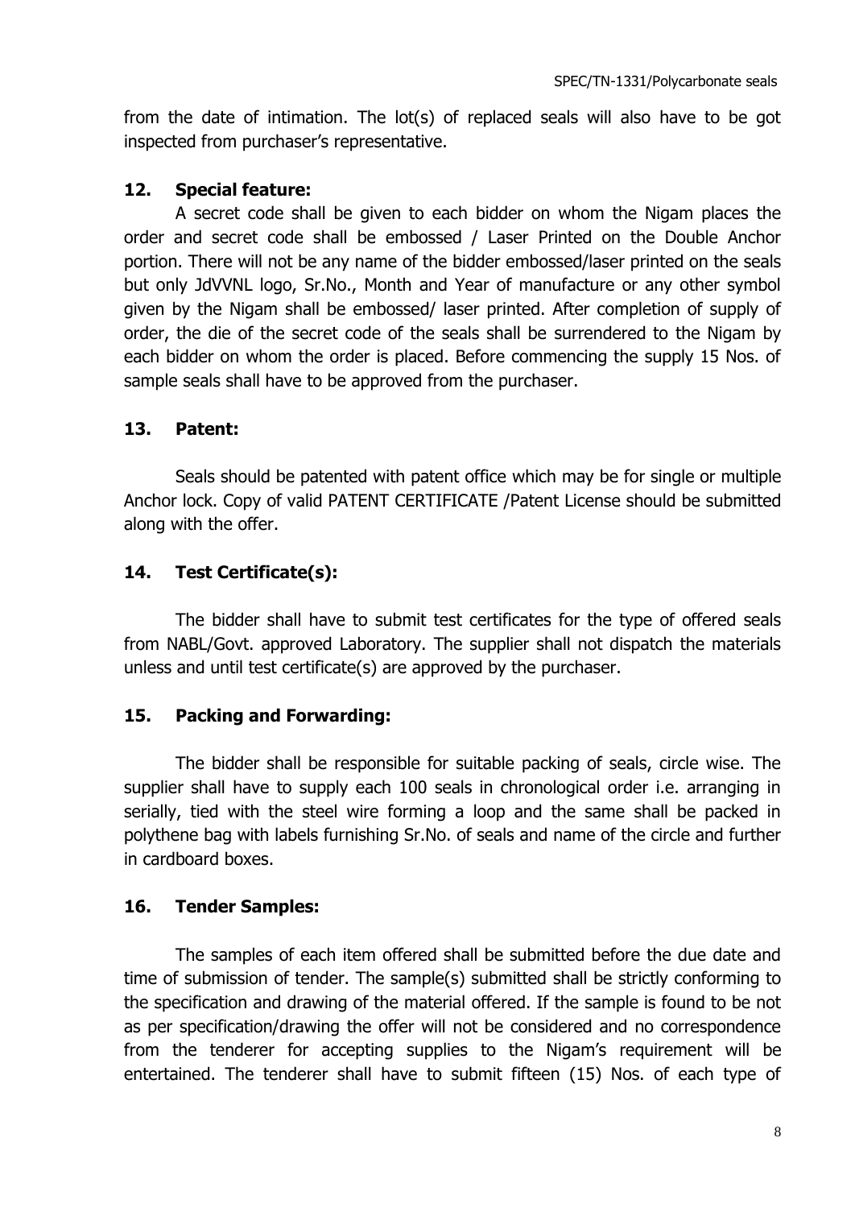from the date of intimation. The lot(s) of replaced seals will also have to be got inspected from purchaser's representative.

## 12. Special feature:

A secret code shall be given to each bidder on whom the Nigam places the order and secret code shall be embossed / Laser Printed on the Double Anchor portion. There will not be any name of the bidder embossed/laser printed on the seals but only JdVVNL logo, Sr.No., Month and Year of manufacture or any other symbol given by the Nigam shall be embossed/ laser printed. After completion of supply of order, the die of the secret code of the seals shall be surrendered to the Nigam by each bidder on whom the order is placed. Before commencing the supply 15 Nos. of sample seals shall have to be approved from the purchaser.

## 13. Patent:

Seals should be patented with patent office which may be for single or multiple Anchor lock. Copy of valid PATENT CERTIFICATE /Patent License should be submitted along with the offer.

## 14. Test Certificate(s):

The bidder shall have to submit test certificates for the type of offered seals from NABL/Govt. approved Laboratory. The supplier shall not dispatch the materials unless and until test certificate(s) are approved by the purchaser.

## 15. Packing and Forwarding:

The bidder shall be responsible for suitable packing of seals, circle wise. The supplier shall have to supply each 100 seals in chronological order i.e. arranging in serially, tied with the steel wire forming a loop and the same shall be packed in polythene bag with labels furnishing Sr.No. of seals and name of the circle and further in cardboard boxes.

## 16. Tender Samples:

The samples of each item offered shall be submitted before the due date and time of submission of tender. The sample(s) submitted shall be strictly conforming to the specification and drawing of the material offered. If the sample is found to be not as per specification/drawing the offer will not be considered and no correspondence from the tenderer for accepting supplies to the Nigam's requirement will be entertained. The tenderer shall have to submit fifteen (15) Nos. of each type of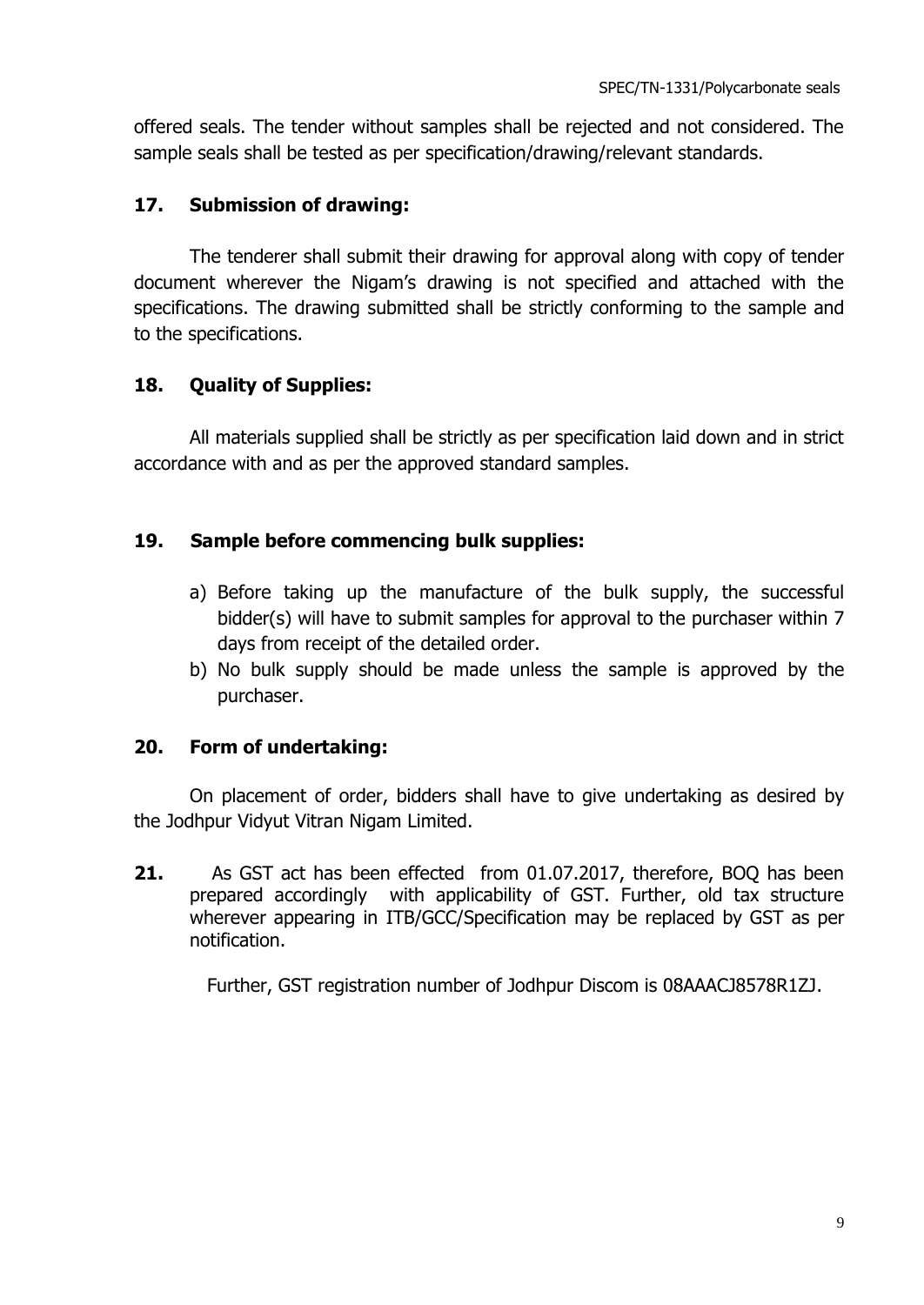offered seals. The tender without samples shall be rejected and not considered. The sample seals shall be tested as per specification/drawing/relevant standards.

**17. Submission of drawing:**

The tenderer shall submit their drawing for approval along with copy of tender document wherever the Nigam's drawing is not specified and attached with the specifications. The drawing submitted shall be strictly conforming to the sample and to the specifications.

**18. Quality of Supplies:**

All materials supplied shall be strictly as per specification laid down and in strict accordance with and as per the approved standard samples.

**19. Sample before commencing bulk supplies:**

a) Before taking up the manufacture of the bulk supply, the successful bidder(s) will have to submit samples for approval to the purchaser within 7 days from receipt of the detailed order.
b) No bulk supply should be made unless the sample is approved by the purchaser.

**20. Form of undertaking:**

On placement of order, bidders shall have to give undertaking as desired by the Jodhpur Vidyut Vitran Nigam Limited.

**21.** As GST act has been effected from 01.07.2017, therefore, BOQ has been prepared accordingly with applicability of GST. Further, old tax structure wherever appearing in ITB/GCC/Specification may be replaced by GST as per notification.

Further, GST registration number of Jodhpur Discom is 08AAACJ8578R1ZJ.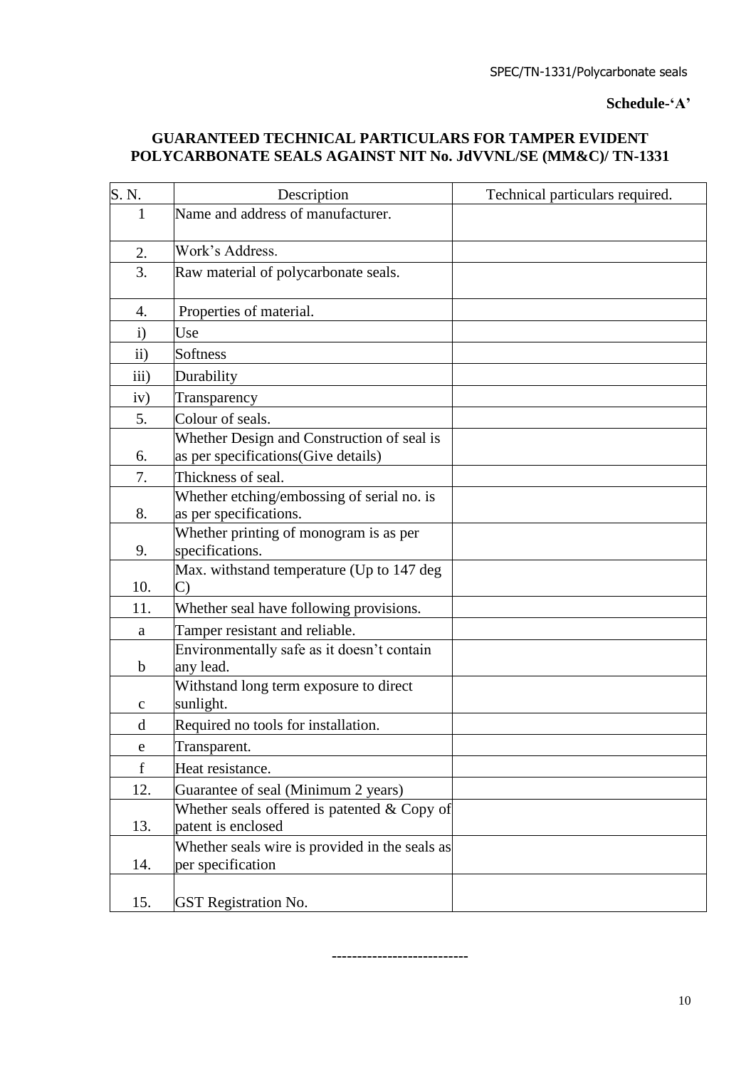**Schedule-'A'**

## GUARANTEED TECHNICAL PARTICULARS FOR TAMPER EVIDENT POLYCARBONATE SEALS AGAINST NIT No. JdVVNL/SE (MM&C)/ TN-1331

| S. N. | Description | Technical particulars required. |
|---|---|---|
| 1 | Name and address of manufacturer. | |
| 2. | Work's Address. | |
| 3. | Raw material of polycarbonate seals. | |
| 4. | Properties of material. | |
| i) | Use | |
| ii) | Softness | |
| iii) | Durability | |
| iv) | Transparency | |
| 5. | Colour of seals. | |
| 6. | Whether Design and Construction of seal is as per specifications(Give details) | |
| 7. | Thickness of seal. | |
| 8. | Whether etching/embossing of serial no. is as per specifications. | |
| 9. | Whether printing of monogram is as per specifications. | |
| 10. | Max. withstand temperature (Up to 147 deg C) | |
| 11. | Whether seal have following provisions. | |
| a | Tamper resistant and reliable. | |
| b | Environmentally safe as it doesn't contain any lead. | |
| c | Withstand long term exposure to direct sunlight. | |
| d | Required no tools for installation. | |
| e | Transparent. | |
| f | Heat resistance. | |
| 12. | Guarantee of seal (Minimum 2 years) | |
| 13. | Whether seals offered is patented & Copy of patent is enclosed | |
| 14. | Whether seals wire is provided in the seals as per specification | |
| 15. | GST Registration No. | |

---------------------------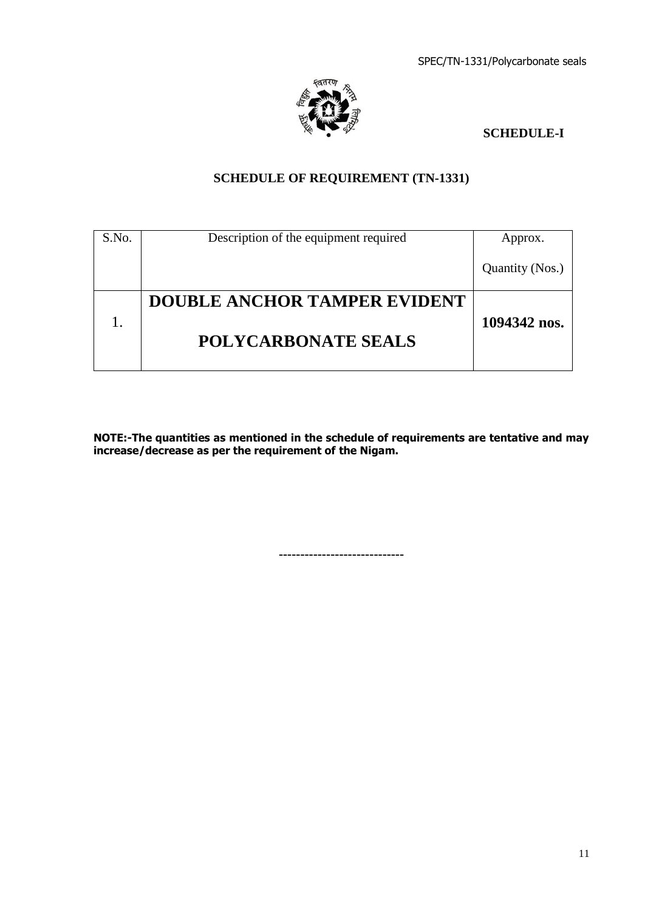**SCHEDULE-I**

## SCHEDULE OF REQUIREMENT (TN-1331)

| S.No. | Description of the equipment required | Approx. Quantity (Nos.) |
|---|---|---|
| 1. | **DOUBLE ANCHOR TAMPER EVIDENT POLYCARBONATE SEALS** | **1094342 nos.** |

**NOTE:-The quantities as mentioned in the schedule of requirements are tentative and may increase/decrease as per the requirement of the Nigam.**

----------------------------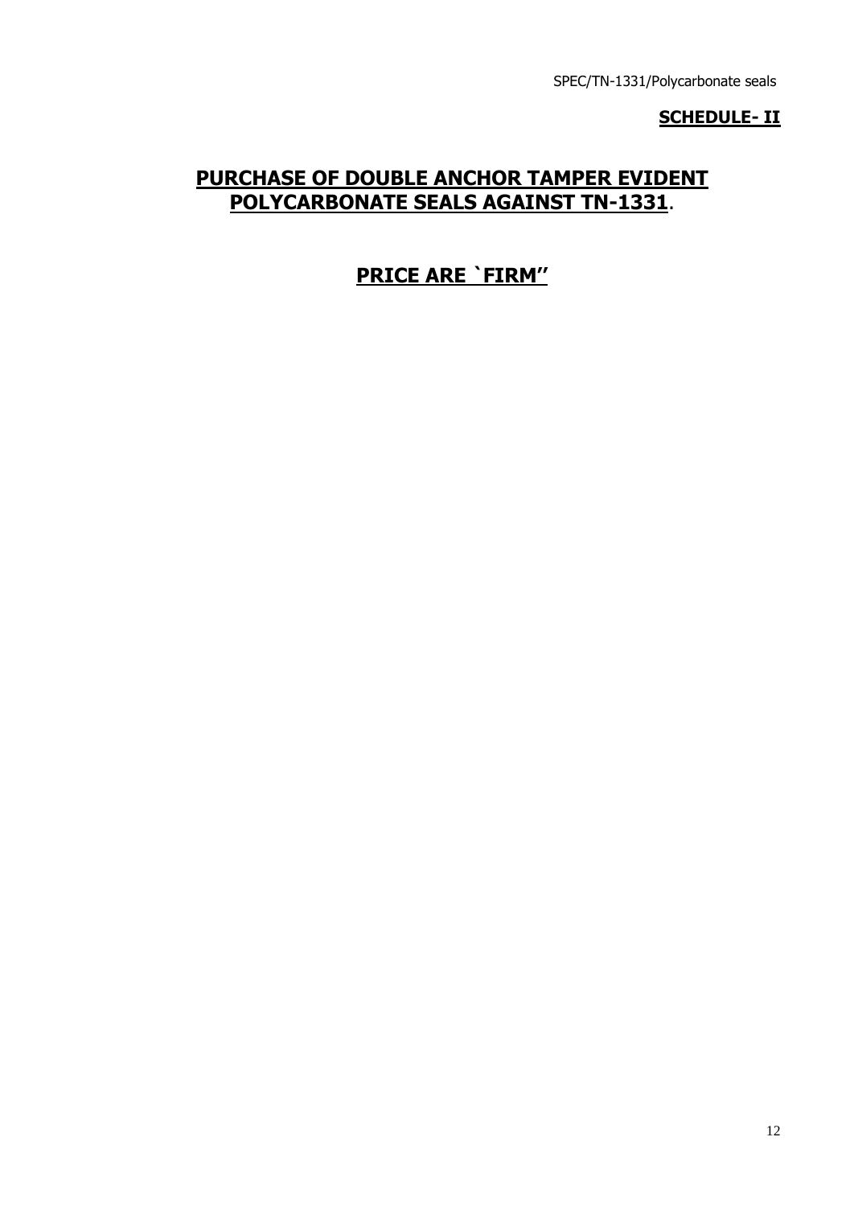**SCHEDULE- II**

## PURCHASE OF DOUBLE ANCHOR TAMPER EVIDENT POLYCARBONATE SEALS AGAINST TN-1331.

## PRICE ARE `FIRM''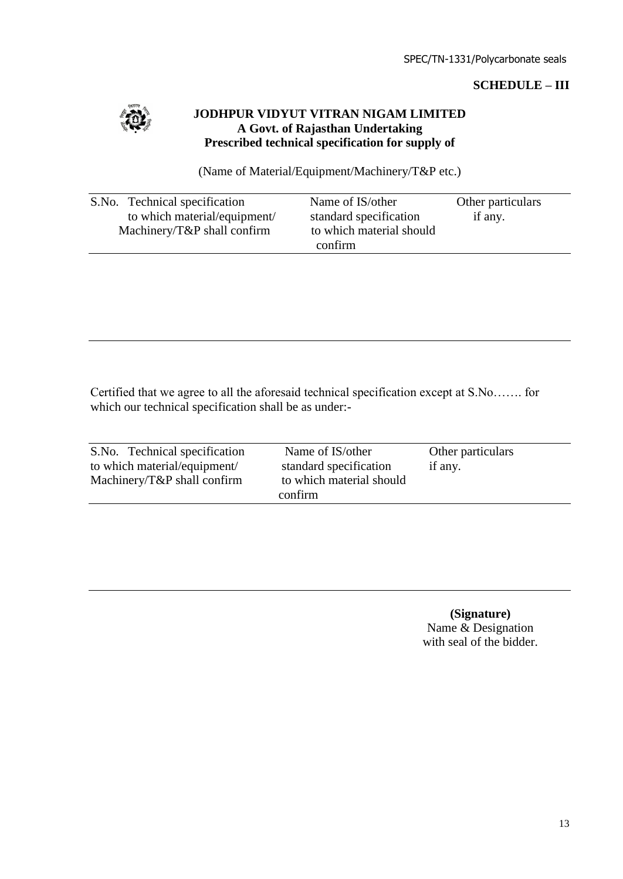**SCHEDULE – III**

**JODHPUR VIDYUT VITRAN NIGAM LIMITED**
**A Govt. of Rajasthan Undertaking**
**Prescribed technical specification for supply of**

(Name of Material/Equipment/Machinery/T&P etc.)

| S.No. | Technical specification to which material/equipment/ Machinery/T&P shall confirm | Name of IS/other standard specification to which material should confirm | Other particulars if any. |
|---|---|---|---|
| | | | |

Certified that we agree to all the aforesaid technical specification except at S.No……. for which our technical specification shall be as under:-

| S.No. | Technical specification to which material/equipment/ Machinery/T&P shall confirm | Name of IS/other standard specification to which material should confirm | Other particulars if any. |
|---|---|---|---|
| | | | |

**(Signature)**
Name & Designation
with seal of the bidder.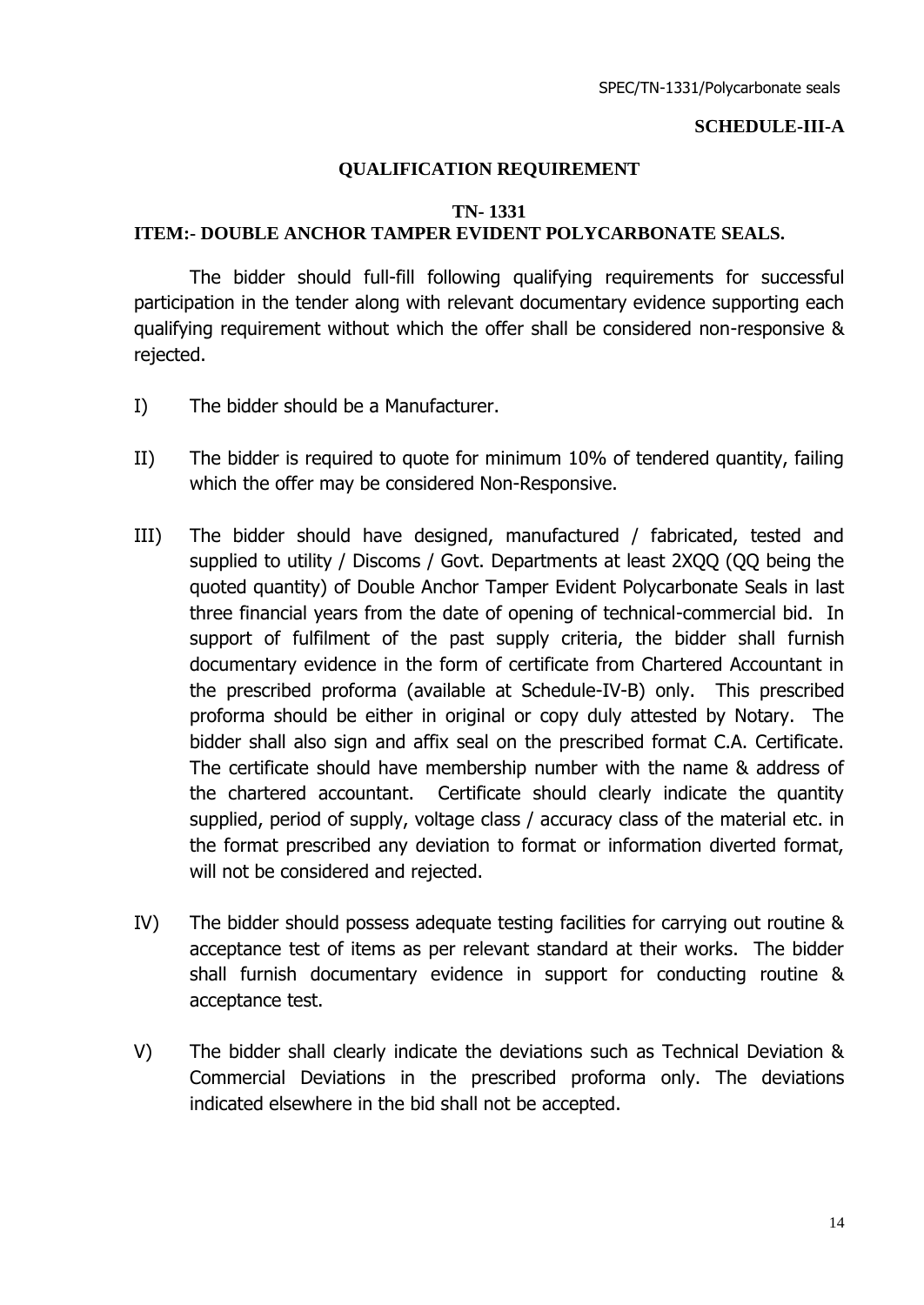**SCHEDULE-III-A**

## QUALIFICATION REQUIREMENT

### TN- 1331

### ITEM:- DOUBLE ANCHOR TAMPER EVIDENT POLYCARBONATE SEALS.

The bidder should full-fill following qualifying requirements for successful participation in the tender along with relevant documentary evidence supporting each qualifying requirement without which the offer shall be considered non-responsive & rejected.

I) The bidder should be a Manufacturer.

II) The bidder is required to quote for minimum 10% of tendered quantity, failing which the offer may be considered Non-Responsive.

III) The bidder should have designed, manufactured / fabricated, tested and supplied to utility / Discoms / Govt. Departments at least 2XQQ (QQ being the quoted quantity) of Double Anchor Tamper Evident Polycarbonate Seals in last three financial years from the date of opening of technical-commercial bid. In support of fulfilment of the past supply criteria, the bidder shall furnish documentary evidence in the form of certificate from Chartered Accountant in the prescribed proforma (available at Schedule-IV-B) only. This prescribed proforma should be either in original or copy duly attested by Notary. The bidder shall also sign and affix seal on the prescribed format C.A. Certificate. The certificate should have membership number with the name & address of the chartered accountant. Certificate should clearly indicate the quantity supplied, period of supply, voltage class / accuracy class of the material etc. in the format prescribed any deviation to format or information diverted format, will not be considered and rejected.

IV) The bidder should possess adequate testing facilities for carrying out routine & acceptance test of items as per relevant standard at their works. The bidder shall furnish documentary evidence in support for conducting routine & acceptance test.

V) The bidder shall clearly indicate the deviations such as Technical Deviation & Commercial Deviations in the prescribed proforma only. The deviations indicated elsewhere in the bid shall not be accepted.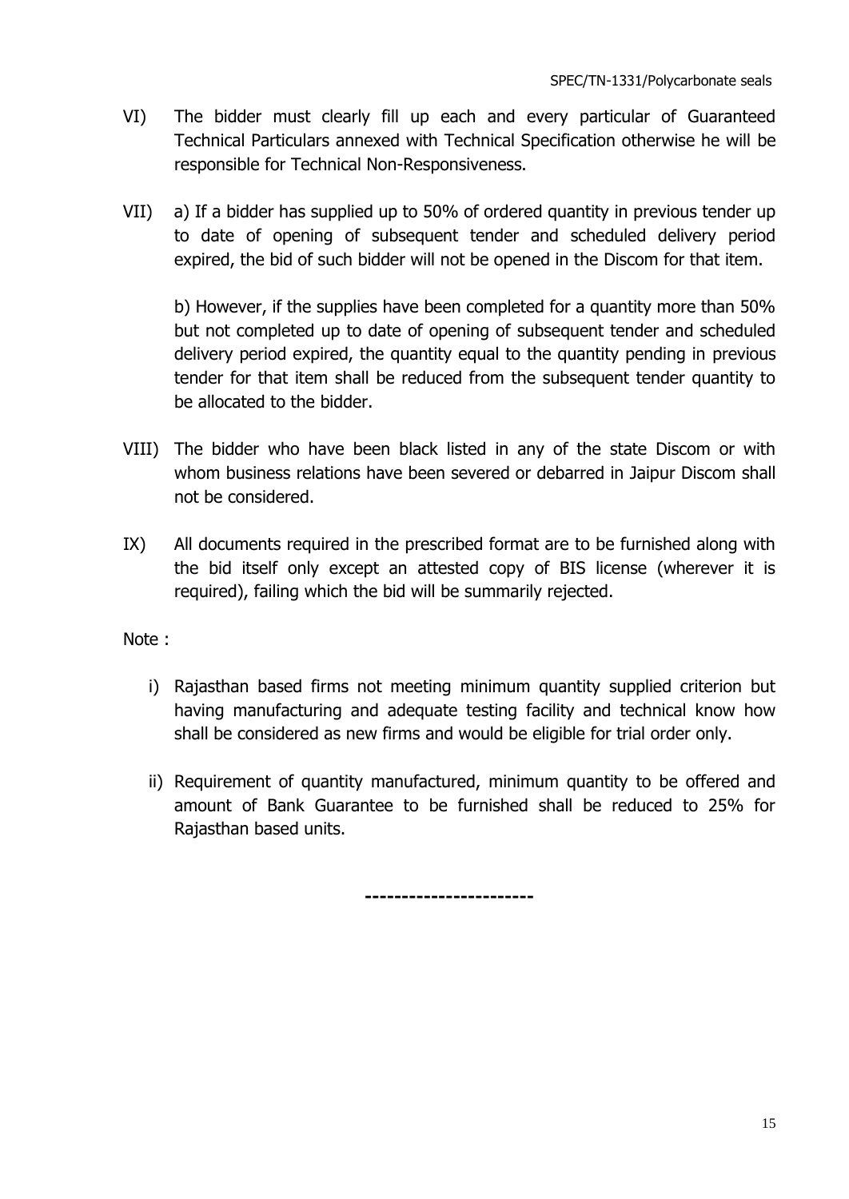VI) The bidder must clearly fill up each and every particular of Guaranteed Technical Particulars annexed with Technical Specification otherwise he will be responsible for Technical Non-Responsiveness.

VII) a) If a bidder has supplied up to 50% of ordered quantity in previous tender up to date of opening of subsequent tender and scheduled delivery period expired, the bid of such bidder will not be opened in the Discom for that item.

b) However, if the supplies have been completed for a quantity more than 50% but not completed up to date of opening of subsequent tender and scheduled delivery period expired, the quantity equal to the quantity pending in previous tender for that item shall be reduced from the subsequent tender quantity to be allocated to the bidder.

VIII) The bidder who have been black listed in any of the state Discom or with whom business relations have been severed or debarred in Jaipur Discom shall not be considered.

IX) All documents required in the prescribed format are to be furnished along with the bid itself only except an attested copy of BIS license (wherever it is required), failing which the bid will be summarily rejected.

Note :

i) Rajasthan based firms not meeting minimum quantity supplied criterion but having manufacturing and adequate testing facility and technical know how shall be considered as new firms and would be eligible for trial order only.

ii) Requirement of quantity manufactured, minimum quantity to be offered and amount of Bank Guarantee to be furnished shall be reduced to 25% for Rajasthan based units.

-----------------------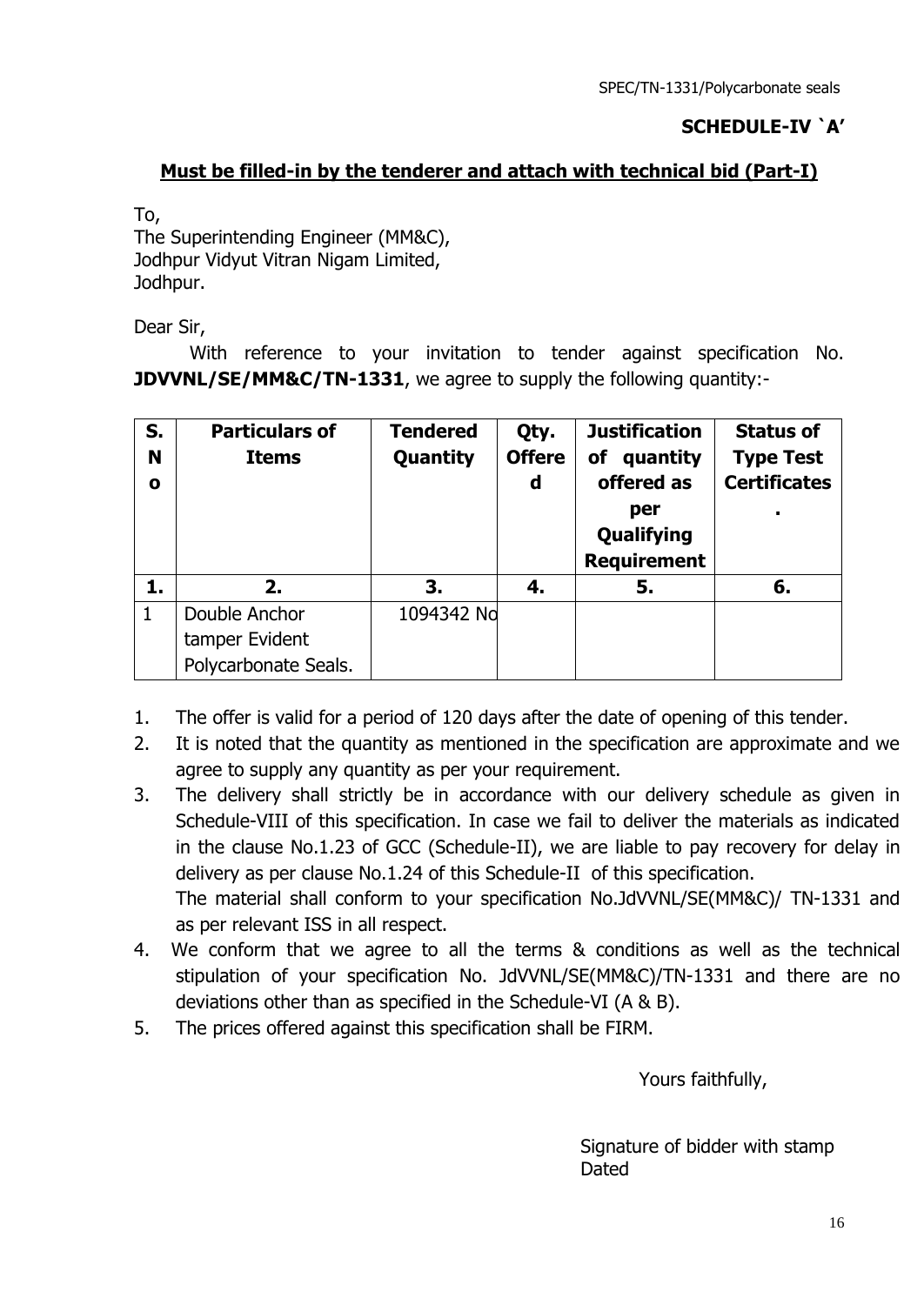SPEC/TN-1331/Polycarbonate seals

**SCHEDULE-IV `A'**

**Must be filled-in by the tenderer and attach with technical bid (Part-I)**

To,
The Superintending Engineer (MM&C),
Jodhpur Vidyut Vitran Nigam Limited,
Jodhpur.

Dear Sir,

With reference to your invitation to tender against specification No. **JDVVNL/SE/MM&C/TN-1331**, we agree to supply the following quantity:-

| S. No | Particulars of Items | Tendered Quantity | Qty. Offered | Justification of quantity offered as per Qualifying Requirement | Status of Type Test Certificates. |
|---|---|---|---|---|---|
| **1.** | **2.** | **3.** | **4.** | **5.** | **6.** |
| 1 | Double Anchor tamper Evident Polycarbonate Seals. | 1094342 No | | | |

1. The offer is valid for a period of 120 days after the date of opening of this tender.
2. It is noted that the quantity as mentioned in the specification are approximate and we agree to supply any quantity as per your requirement.
3. The delivery shall strictly be in accordance with our delivery schedule as given in Schedule-VIII of this specification. In case we fail to deliver the materials as indicated in the clause No.1.23 of GCC (Schedule-II), we are liable to pay recovery for delay in delivery as per clause No.1.24 of this Schedule-II of this specification.
   The material shall conform to your specification No.JdVVNL/SE(MM&C)/ TN-1331 and as per relevant ISS in all respect.
4. We conform that we agree to all the terms & conditions as well as the technical stipulation of your specification No. JdVVNL/SE(MM&C)/TN-1331 and there are no deviations other than as specified in the Schedule-VI (A & B).
5. The prices offered against this specification shall be FIRM.

Yours faithfully,

Signature of bidder with stamp
Dated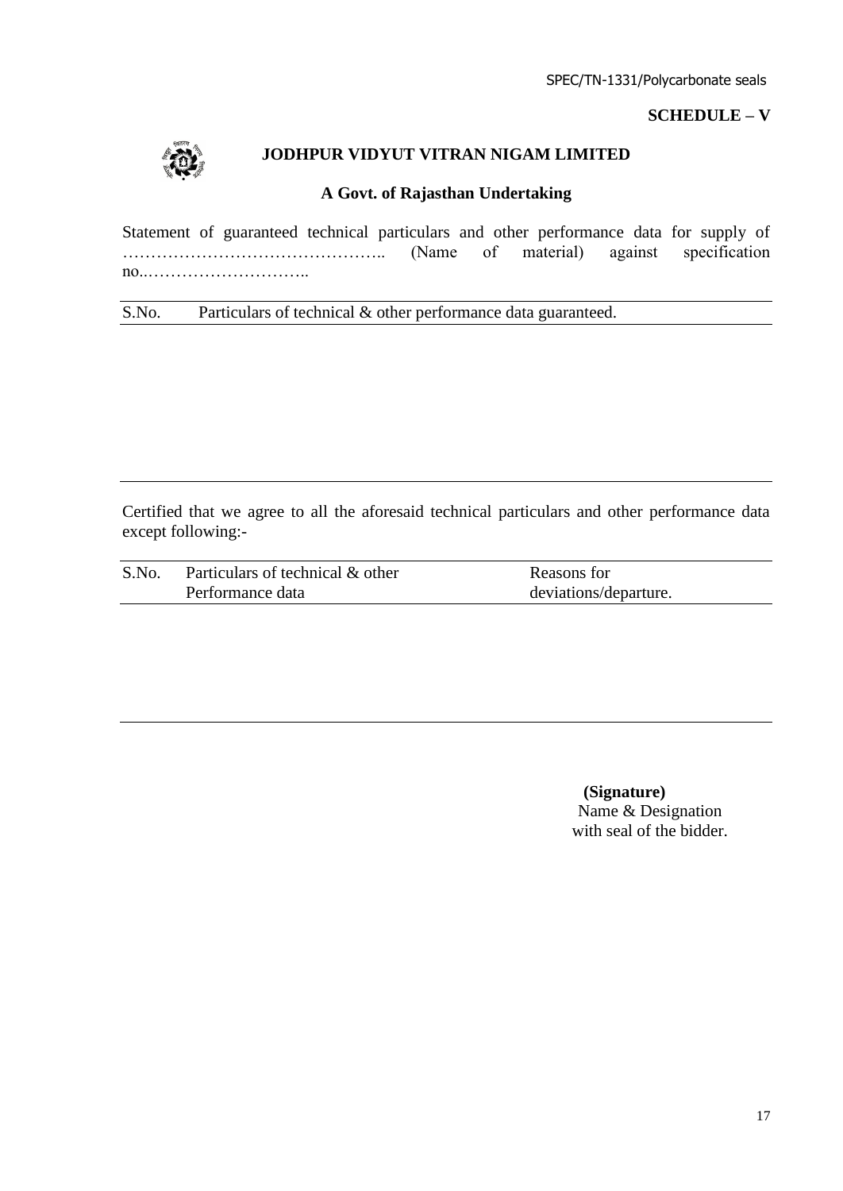**SCHEDULE – V**

## JODHPUR VIDYUT VITRAN NIGAM LIMITED

### A Govt. of Rajasthan Undertaking

Statement of guaranteed technical particulars and other performance data for supply of ……………………………………….. (Name of material) against specification no..………………………..

| S.No. | Particulars of technical & other performance data guaranteed. |
|---|---|
| | |

Certified that we agree to all the aforesaid technical particulars and other performance data except following:-

| S.No. | Particulars of technical & other Performance data | Reasons for deviations/departure. |
|---|---|---|
| | | |

**(Signature)**
Name & Designation
with seal of the bidder.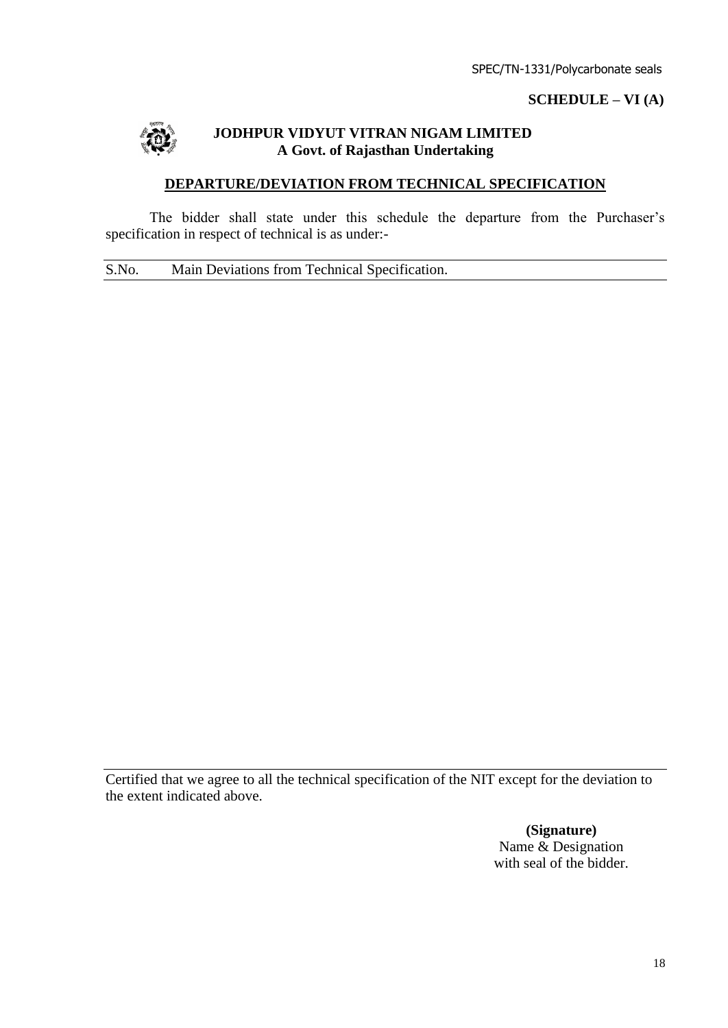**SCHEDULE – VI (A)**

**JODHPUR VIDYUT VITRAN NIGAM LIMITED**
**A Govt. of Rajasthan Undertaking**

## DEPARTURE/DEVIATION FROM TECHNICAL SPECIFICATION

The bidder shall state under this schedule the departure from the Purchaser's specification in respect of technical is as under:-

| S.No. | Main Deviations from Technical Specification. |
| --- | --- |

Certified that we agree to all the technical specification of the NIT except for the deviation to the extent indicated above.

**(Signature)**
Name & Designation
with seal of the bidder.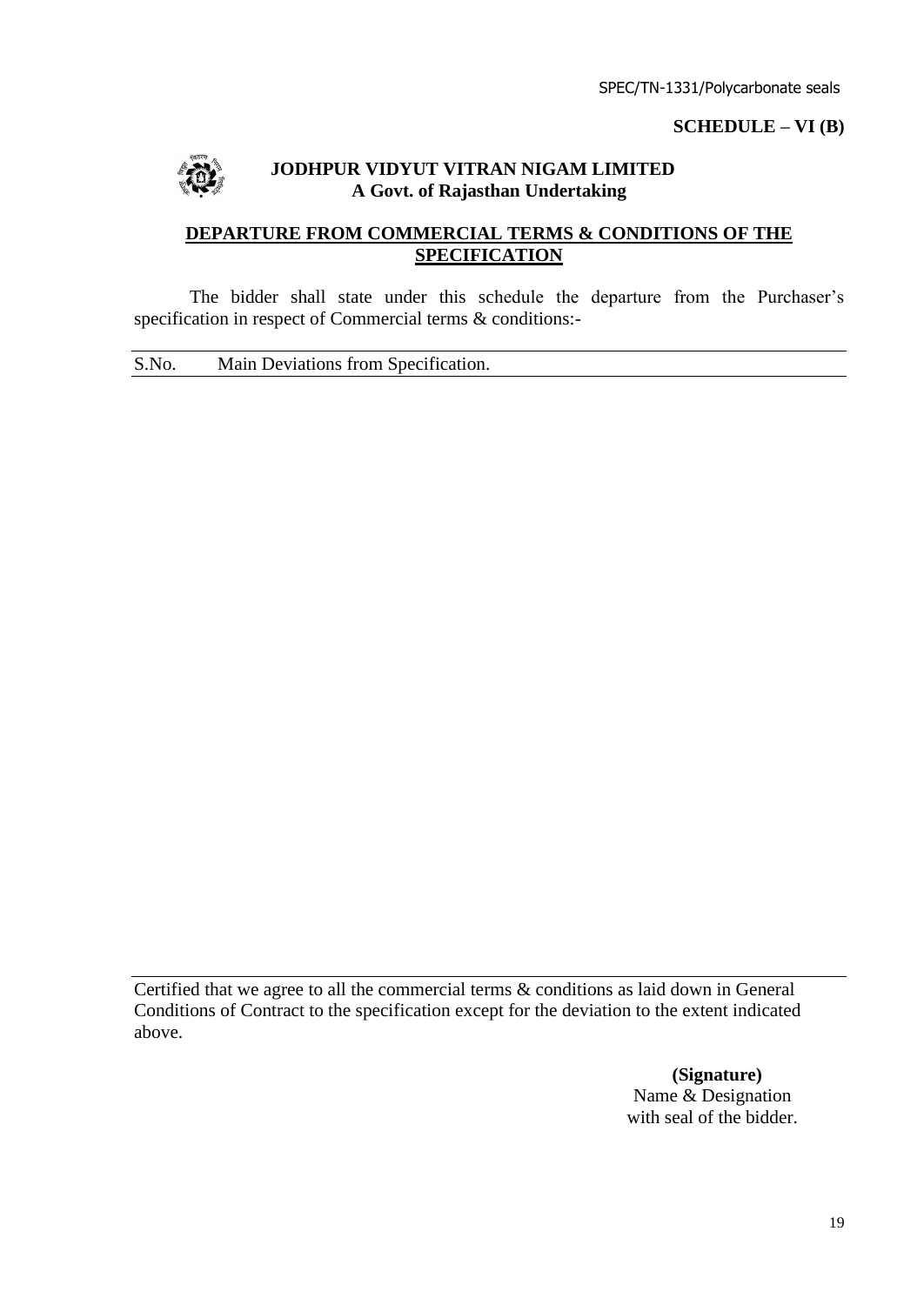**SCHEDULE – VI (B)**

**JODHPUR VIDYUT VITRAN NIGAM LIMITED**
**A Govt. of Rajasthan Undertaking**

## DEPARTURE FROM COMMERCIAL TERMS & CONDITIONS OF THE SPECIFICATION

The bidder shall state under this schedule the departure from the Purchaser's specification in respect of Commercial terms & conditions:-

| S.No. | Main Deviations from Specification. |
|---|---|
| | |

Certified that we agree to all the commercial terms & conditions as laid down in General Conditions of Contract to the specification except for the deviation to the extent indicated above.

**(Signature)**
Name & Designation
with seal of the bidder.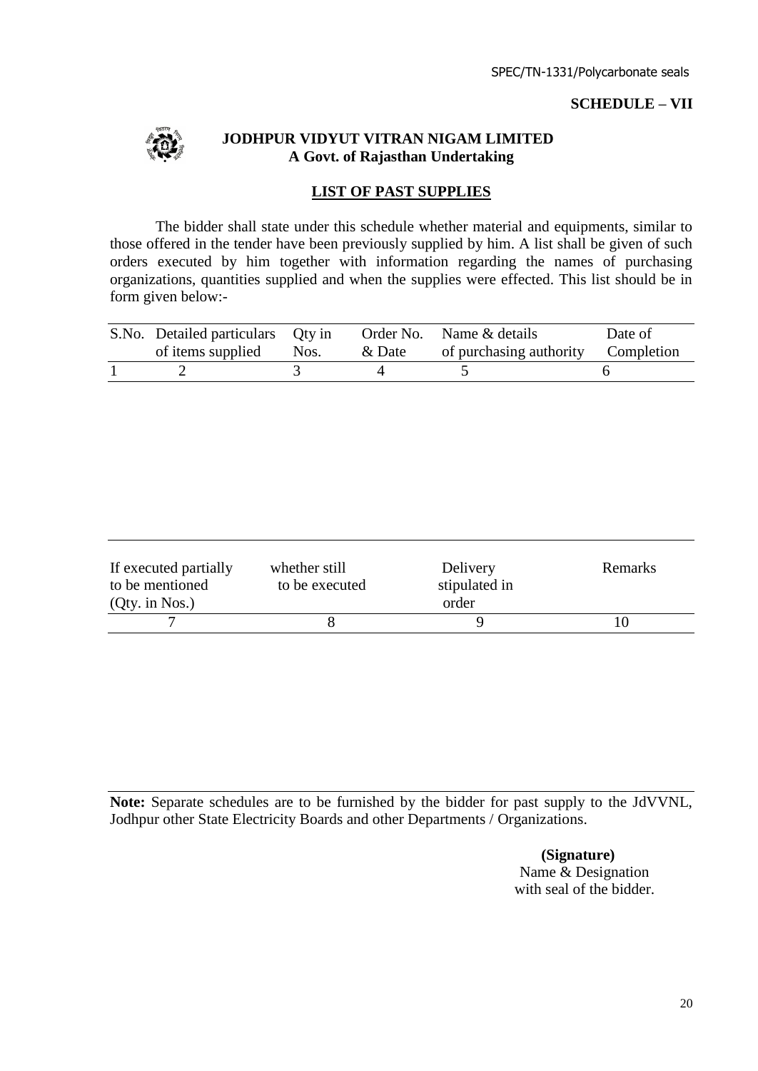**SCHEDULE – VII**

**JODHPUR VIDYUT VITRAN NIGAM LIMITED**
**A Govt. of Rajasthan Undertaking**

## LIST OF PAST SUPPLIES

The bidder shall state under this schedule whether material and equipments, similar to those offered in the tender have been previously supplied by him. A list shall be given of such orders executed by him together with information regarding the names of purchasing organizations, quantities supplied and when the supplies were effected. This list should be in form given below:-

| S.No. | Detailed particulars of items supplied | Qty in Nos. | Order No. & Date | Name & details of purchasing authority | Date of Completion |
|---|---|---|---|---|---|
| 1 | 2 | 3 | 4 | 5 | 6 |

| If executed partially to be mentioned (Qty. in Nos.) | whether still to be executed | Delivery stipulated in order | Remarks |
|---|---|---|---|
| 7 | 8 | 9 | 10 |

**Note:** Separate schedules are to be furnished by the bidder for past supply to the JdVVNL, Jodhpur other State Electricity Boards and other Departments / Organizations.

**(Signature)**
Name & Designation
with seal of the bidder.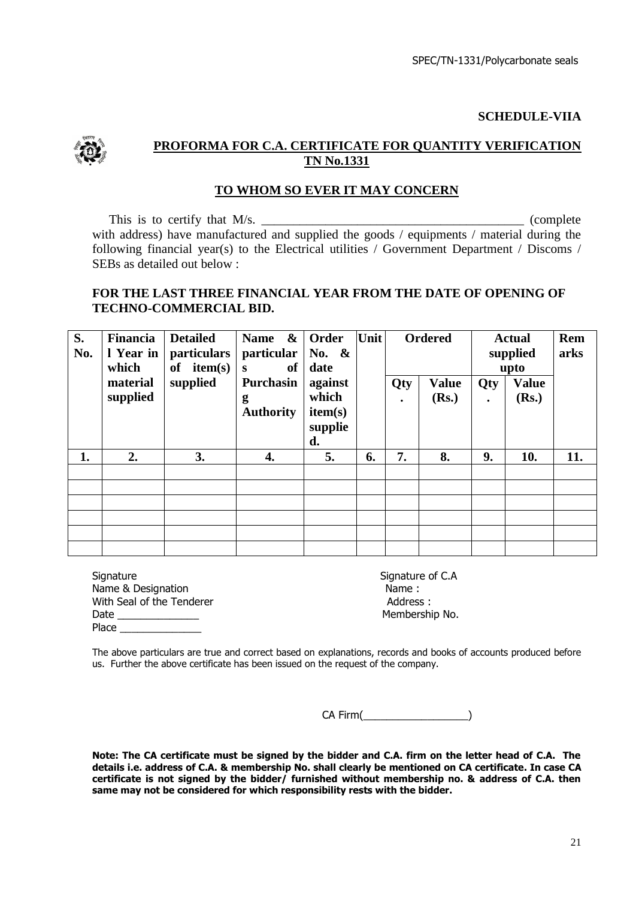**SCHEDULE-VIIA**

## PROFORMA FOR C.A. CERTIFICATE FOR QUANTITY VERIFICATION TN No.1331

### TO WHOM SO EVER IT MAY CONCERN

This is to certify that M/s. _________________________________________ (complete with address) have manufactured and supplied the goods / equipments / material during the following financial year(s) to the Electrical utilities / Government Department / Discoms / SEBs as detailed out below :

**FOR THE LAST THREE FINANCIAL YEAR FROM THE DATE OF OPENING OF TECHNO-COMMERCIAL BID.**

| S. No. | Financial Year in which material supplied | Detailed particulars of item(s) supplied | Name & particulars of Purchasing Authority | Order No. & date against which item(s) supplied. | Unit | Ordered | | Actual supplied upto | | Remarks |
|---|---|---|---|---|---|---|---|---|---|---|
| | | | | | | Qty. | Value (Rs.) | Qty. | Value (Rs.) | |
| 1. | 2. | 3. | 4. | 5. | 6. | 7. | 8. | 9. | 10. | 11. |
| | | | | | | | | | | |
| | | | | | | | | | | |
| | | | | | | | | | | |
| | | | | | | | | | | |
| | | | | | | | | | | |
| | | | | | | | | | | |

Signature
Name & Designation
With Seal of the Tenderer
Date ______________
Place ______________

Signature of C.A
Name :
Address :
Membership No.

The above particulars are true and correct based on explanations, records and books of accounts produced before us. Further the above certificate has been issued on the request of the company.

CA Firm(__________________)

**Note: The CA certificate must be signed by the bidder and C.A. firm on the letter head of C.A. The details i.e. address of C.A. & membership No. shall clearly be mentioned on CA certificate. In case CA certificate is not signed by the bidder/ furnished without membership no. & address of C.A. then same may not be considered for which responsibility rests with the bidder.**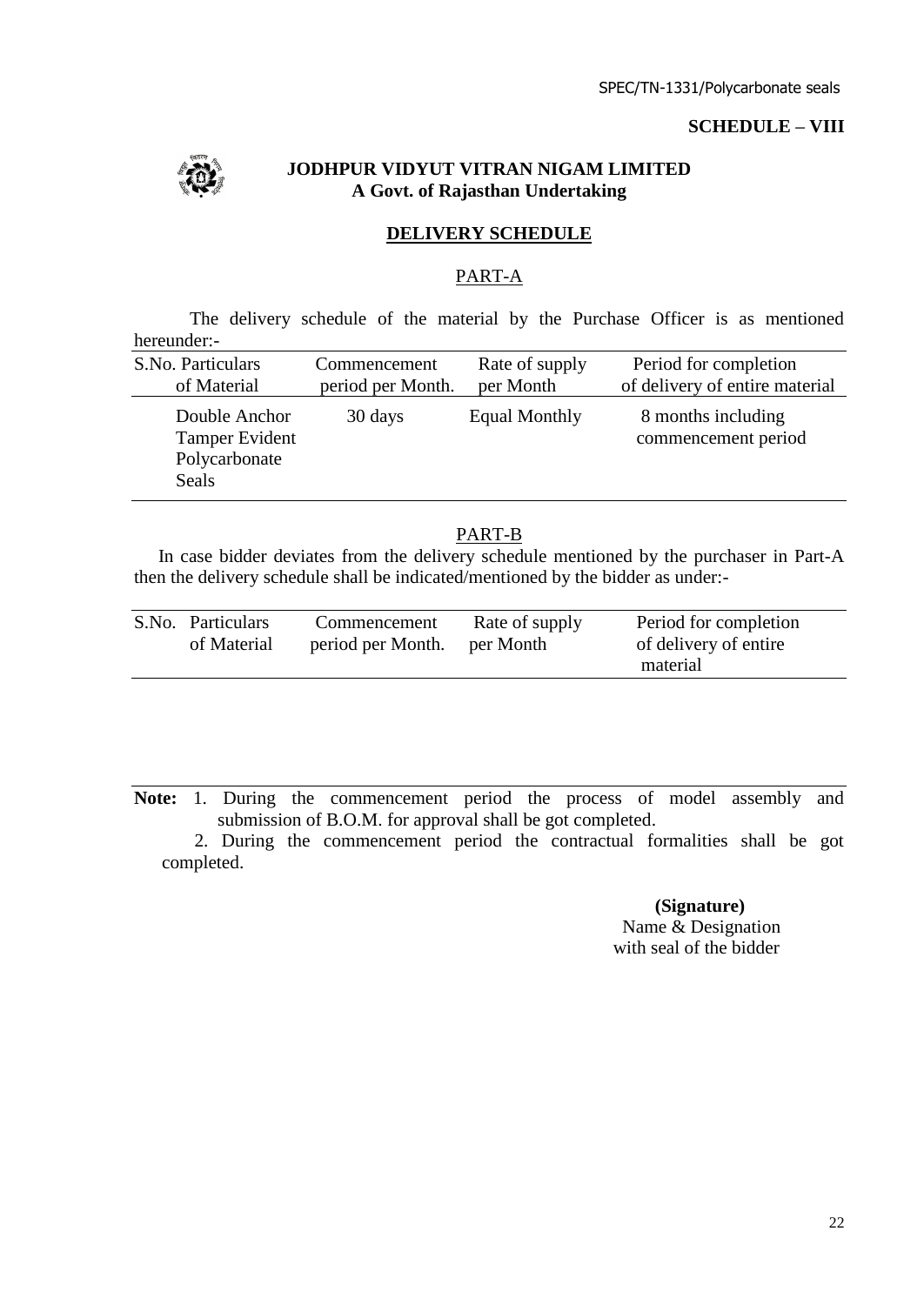**SCHEDULE – VIII**

**JODHPUR VIDYUT VITRAN NIGAM LIMITED**
**A Govt. of Rajasthan Undertaking**

## DELIVERY SCHEDULE

### PART-A

The delivery schedule of the material by the Purchase Officer is as mentioned hereunder:-

| S.No. | Particulars of Material | Commencement period per Month. | Rate of supply per Month | Period for completion of delivery of entire material |
|---|---|---|---|---|
| | Double Anchor Tamper Evident Polycarbonate Seals | 30 days | Equal Monthly | 8 months including commencement period |

### PART-B

In case bidder deviates from the delivery schedule mentioned by the purchaser in Part-A then the delivery schedule shall be indicated/mentioned by the bidder as under:-

| S.No. | Particulars of Material | Commencement period per Month. | Rate of supply per Month | Period for completion of delivery of entire material |
|---|---|---|---|---|
| | | | | |

**Note:** 1. During the commencement period the process of model assembly and submission of B.O.M. for approval shall be got completed.

2. During the commencement period the contractual formalities shall be got completed.

**(Signature)**
Name & Designation
with seal of the bidder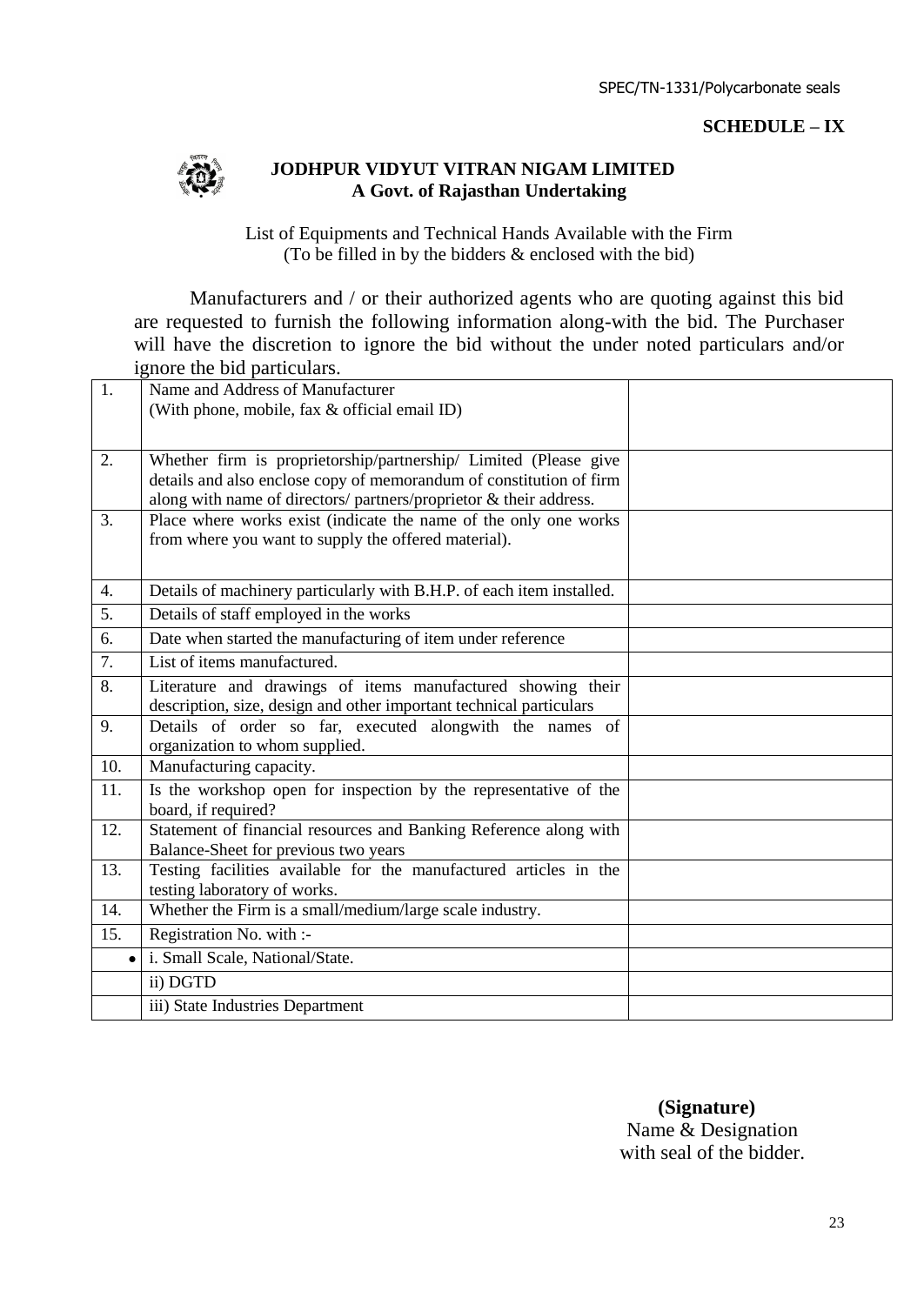SPEC/TN-1331/Polycarbonate seals

**SCHEDULE – IX**

**JODHPUR VIDYUT VITRAN NIGAM LIMITED**
**A Govt. of Rajasthan Undertaking**

List of Equipments and Technical Hands Available with the Firm
(To be filled in by the bidders & enclosed with the bid)

Manufacturers and / or their authorized agents who are quoting against this bid are requested to furnish the following information along-with the bid. The Purchaser will have the discretion to ignore the bid without the under noted particulars and/or ignore the bid particulars.

| | | |
|---|---|---|
| 1. | Name and Address of Manufacturer (With phone, mobile, fax & official email ID) | |
| 2. | Whether firm is proprietorship/partnership/ Limited (Please give details and also enclose copy of memorandum of constitution of firm along with name of directors/ partners/proprietor & their address. | |
| 3. | Place where works exist (indicate the name of the only one works from where you want to supply the offered material). | |
| 4. | Details of machinery particularly with B.H.P. of each item installed. | |
| 5. | Details of staff employed in the works | |
| 6. | Date when started the manufacturing of item under reference | |
| 7. | List of items manufactured. | |
| 8. | Literature and drawings of items manufactured showing their description, size, design and other important technical particulars | |
| 9. | Details of order so far, executed alongwith the names of organization to whom supplied. | |
| 10. | Manufacturing capacity. | |
| 11. | Is the workshop open for inspection by the representative of the board, if required? | |
| 12. | Statement of financial resources and Banking Reference along with Balance-Sheet for previous two years | |
| 13. | Testing facilities available for the manufactured articles in the testing laboratory of works. | |
| 14. | Whether the Firm is a small/medium/large scale industry. | |
| 15. | Registration No. with :- | |
| • | i. Small Scale, National/State. | |
| | ii) DGTD | |
| | iii) State Industries Department | |

**(Signature)**
Name & Designation
with seal of the bidder.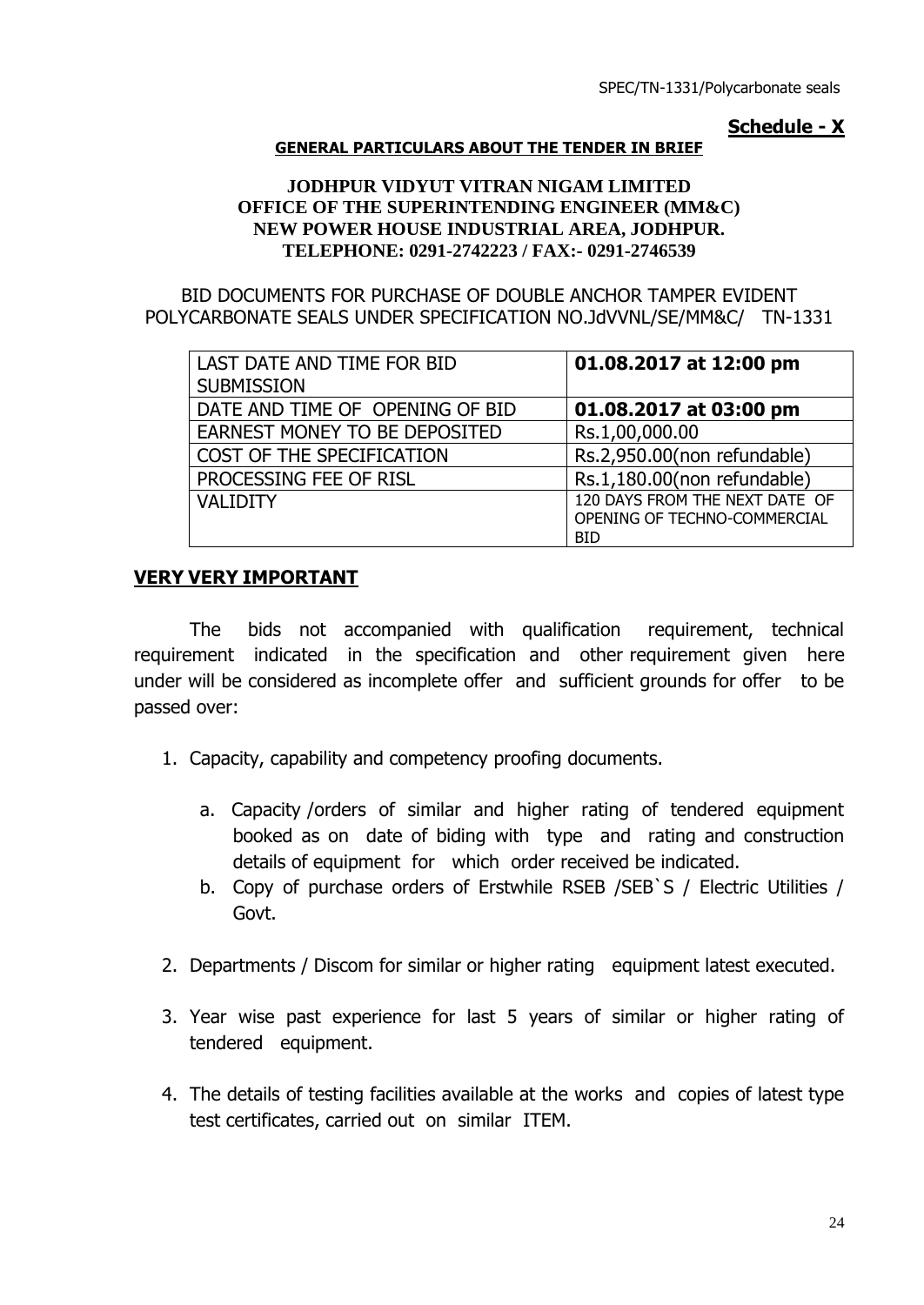SPEC/TN-1331/Polycarbonate seals

**Schedule - X**

**GENERAL PARTICULARS ABOUT THE TENDER IN BRIEF**

**JODHPUR VIDYUT VITRAN NIGAM LIMITED**
**OFFICE OF THE SUPERINTENDING ENGINEER (MM&C)**
**NEW POWER HOUSE INDUSTRIAL AREA, JODHPUR.**
**TELEPHONE: 0291-2742223 / FAX:- 0291-2746539**

BID DOCUMENTS FOR PURCHASE OF DOUBLE ANCHOR TAMPER EVIDENT POLYCARBONATE SEALS UNDER SPECIFICATION NO.JdVVNL/SE/MM&C/ TN-1331

| | |
|---|---|
| LAST DATE AND TIME FOR BID SUBMISSION | **01.08.2017 at 12:00 pm** |
| DATE AND TIME OF OPENING OF BID | **01.08.2017 at 03:00 pm** |
| EARNEST MONEY TO BE DEPOSITED | Rs.1,00,000.00 |
| COST OF THE SPECIFICATION | Rs.2,950.00(non refundable) |
| PROCESSING FEE OF RISL | Rs.1,180.00(non refundable) |
| VALIDITY | 120 DAYS FROM THE NEXT DATE OF OPENING OF TECHNO-COMMERCIAL BID |

**VERY VERY IMPORTANT**

The bids not accompanied with qualification requirement, technical requirement indicated in the specification and other requirement given here under will be considered as incomplete offer and sufficient grounds for offer to be passed over:

1. Capacity, capability and competency proofing documents.
   a. Capacity /orders of similar and higher rating of tendered equipment booked as on date of biding with type and rating and construction details of equipment for which order received be indicated.
   b. Copy of purchase orders of Erstwhile RSEB /SEB`S / Electric Utilities / Govt.
2. Departments / Discom for similar or higher rating equipment latest executed.
3. Year wise past experience for last 5 years of similar or higher rating of tendered equipment.
4. The details of testing facilities available at the works and copies of latest type test certificates, carried out on similar ITEM.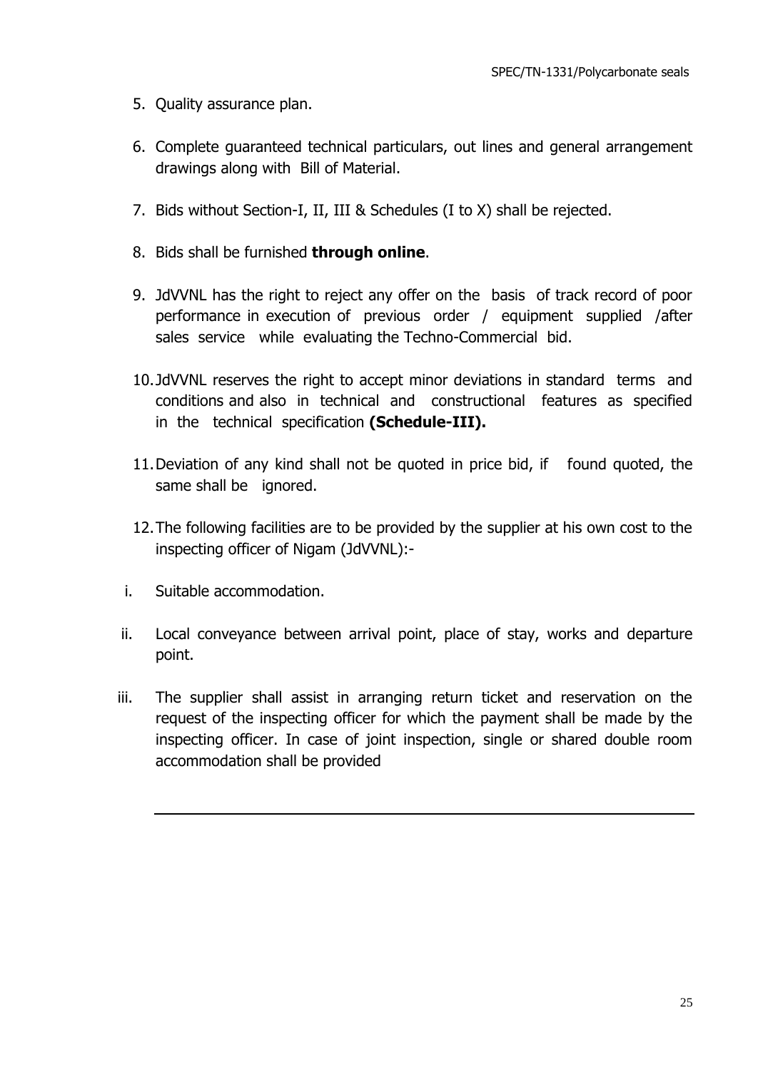5. Quality assurance plan.

6. Complete guaranteed technical particulars, out lines and general arrangement drawings along with Bill of Material.

7. Bids without Section-I, II, III & Schedules (I to X) shall be rejected.

8. Bids shall be furnished **through online**.

9. JdVVNL has the right to reject any offer on the basis of track record of poor performance in execution of previous order / equipment supplied /after sales service while evaluating the Techno-Commercial bid.

10. JdVVNL reserves the right to accept minor deviations in standard terms and conditions and also in technical and constructional features as specified in the technical specification **(Schedule-III).**

11. Deviation of any kind shall not be quoted in price bid, if found quoted, the same shall be ignored.

12. The following facilities are to be provided by the supplier at his own cost to the inspecting officer of Nigam (JdVVNL):-

   i. Suitable accommodation.

   ii. Local conveyance between arrival point, place of stay, works and departure point.

   iii. The supplier shall assist in arranging return ticket and reservation on the request of the inspecting officer for which the payment shall be made by the inspecting officer. In case of joint inspection, single or shared double room accommodation shall be provided

---